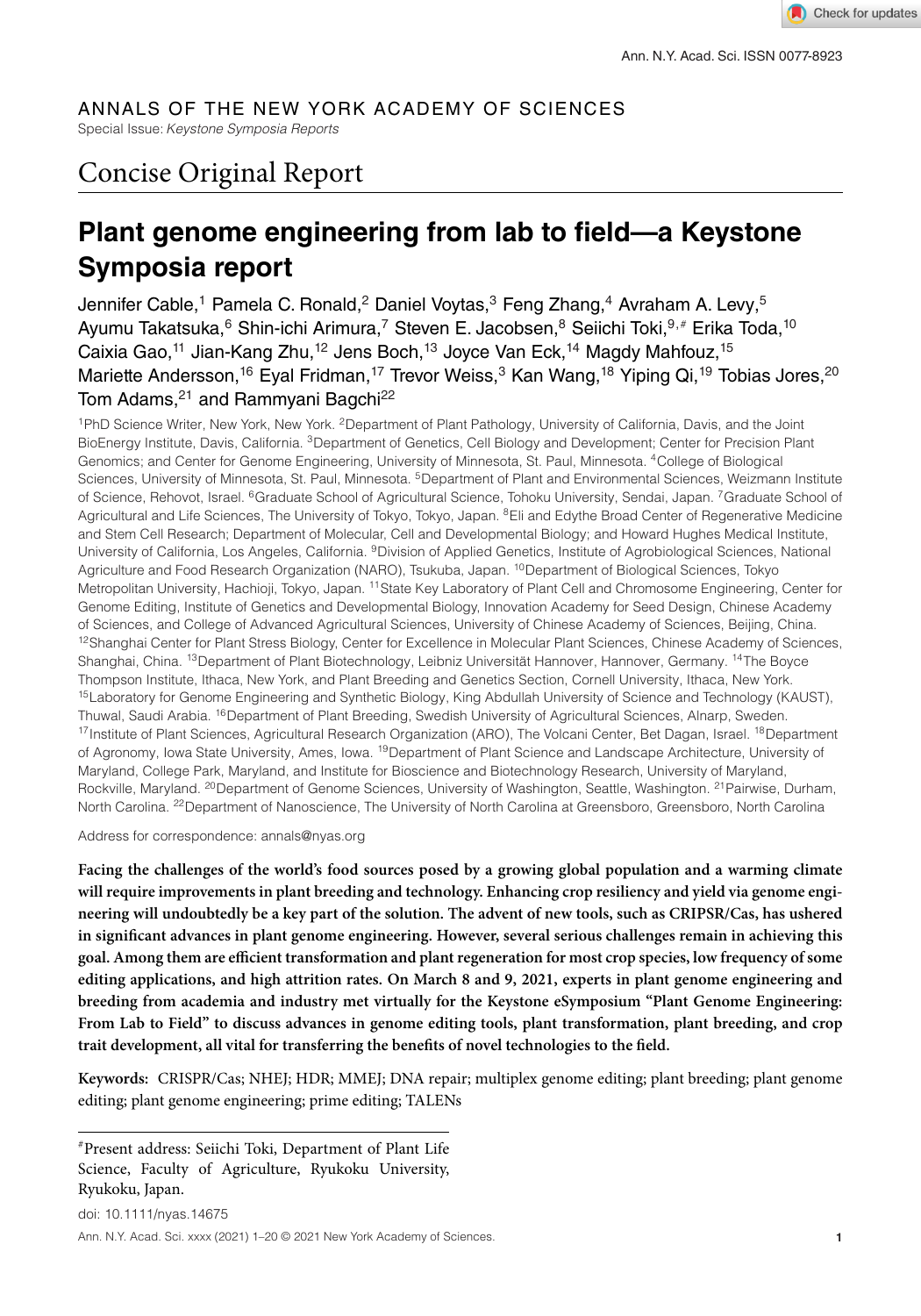ANNALS OF THE NEW YORK ACADEMY OF SCIENCES

Special Issue: *Keystone Symposia Reports*

# Concise Original Report

## Plant genome engineering from lab to field—a Keystone Symposia report

Jennifer Cable,[1] Pamela C. Ronald,[2] Daniel Voytas,[3] Feng Zhang,[4] Avraham A. Levy,[5] Ayumu Takatsuka,[6] Shin-ichi Arimura,[7] Steven E. Jacobsen,[8] Seiichi Toki,[9,#] Erika Toda,[10] Caixia Gao,[11] Jian-Kang Zhu,[12] Jens Boch,[13] Joyce Van Eck,[14] Magdy Mahfouz,[15] Mariette Andersson,[16] Eyal Fridman,[17] Trevor Weiss,[3] Kan Wang,[18] Yiping Qi,[19] Tobias Jores,[20] Tom Adams,[21] and Rammyani Bagchi[22]

[1]PhD Science Writer, New York, New York. [2]Department of Plant Pathology, University of California, Davis, and the Joint BioEnergy Institute, Davis, California. [3]Department of Genetics, Cell Biology and Development; Center for Precision Plant Genomics; and Center for Genome Engineering, University of Minnesota, St. Paul, Minnesota. [4]College of Biological Sciences, University of Minnesota, St. Paul, Minnesota. [5]Department of Plant and Environmental Sciences, Weizmann Institute of Science, Rehovot, Israel. [6]Graduate School of Agricultural Science, Tohoku University, Sendai, Japan. [7]Graduate School of Agricultural and Life Sciences, The University of Tokyo, Tokyo, Japan. [8]Eli and Edythe Broad Center of Regenerative Medicine and Stem Cell Research; Department of Molecular, Cell and Developmental Biology; and Howard Hughes Medical Institute, University of California, Los Angeles, California. [9]Division of Applied Genetics, Institute of Agrobiological Sciences, National Agriculture and Food Research Organization (NARO), Tsukuba, Japan. [10]Department of Biological Sciences, Tokyo Metropolitan University, Hachioji, Tokyo, Japan. [11]State Key Laboratory of Plant Cell and Chromosome Engineering, Center for Genome Editing, Institute of Genetics and Developmental Biology, Innovation Academy for Seed Design, Chinese Academy of Sciences, and College of Advanced Agricultural Sciences, University of Chinese Academy of Sciences, Beijing, China. [12]Shanghai Center for Plant Stress Biology, Center for Excellence in Molecular Plant Sciences, Chinese Academy of Sciences, Shanghai, China. [13]Department of Plant Biotechnology, Leibniz Universität Hannover, Hannover, Germany. [14]The Boyce Thompson Institute, Ithaca, New York, and Plant Breeding and Genetics Section, Cornell University, Ithaca, New York. [15]Laboratory for Genome Engineering and Synthetic Biology, King Abdullah University of Science and Technology (KAUST), Thuwal, Saudi Arabia. [16]Department of Plant Breeding, Swedish University of Agricultural Sciences, Alnarp, Sweden. [17]Institute of Plant Sciences, Agricultural Research Organization (ARO), The Volcani Center, Bet Dagan, Israel. [18]Department of Agronomy, Iowa State University, Ames, Iowa. [19]Department of Plant Science and Landscape Architecture, University of Maryland, College Park, Maryland, and Institute for Bioscience and Biotechnology Research, University of Maryland, Rockville, Maryland. [20]Department of Genome Sciences, University of Washington, Seattle, Washington. [21]Pairwise, Durham, North Carolina. [22]Department of Nanoscience, The University of North Carolina at Greensboro, Greensboro, North Carolina

Address for correspondence: annals@nyas.org

**Facing the challenges of the world's food sources posed by a growing global population and a warming climate will require improvements in plant breeding and technology. Enhancing crop resiliency and yield via genome engineering will undoubtedly be a key part of the solution. The advent of new tools, such as CRISPR/Cas, has ushered in significant advances in plant genome engineering. However, several serious challenges remain in achieving this goal. Among them are efficient transformation and plant regeneration for most crop species, low frequency of some editing applications, and high attrition rates. On March 8 and 9, 2021, experts in plant genome engineering and breeding from academia and industry met virtually for the Keystone eSymposium "Plant Genome Engineering: From Lab to Field" to discuss advances in genome editing tools, plant transformation, plant breeding, and crop trait development, all vital for transferring the benefits of novel technologies to the field.**

**Keywords:** CRISPR/Cas; NHEJ; HDR; MMEJ; DNA repair; multiplex genome editing; plant breeding; plant genome editing; plant genome engineering; prime editing; TALENs

[#]Present address: Seiichi Toki, Department of Plant Life Science, Faculty of Agriculture, Ryukoku University, Ryukoku, Japan.

doi: 10.1111/nyas.14675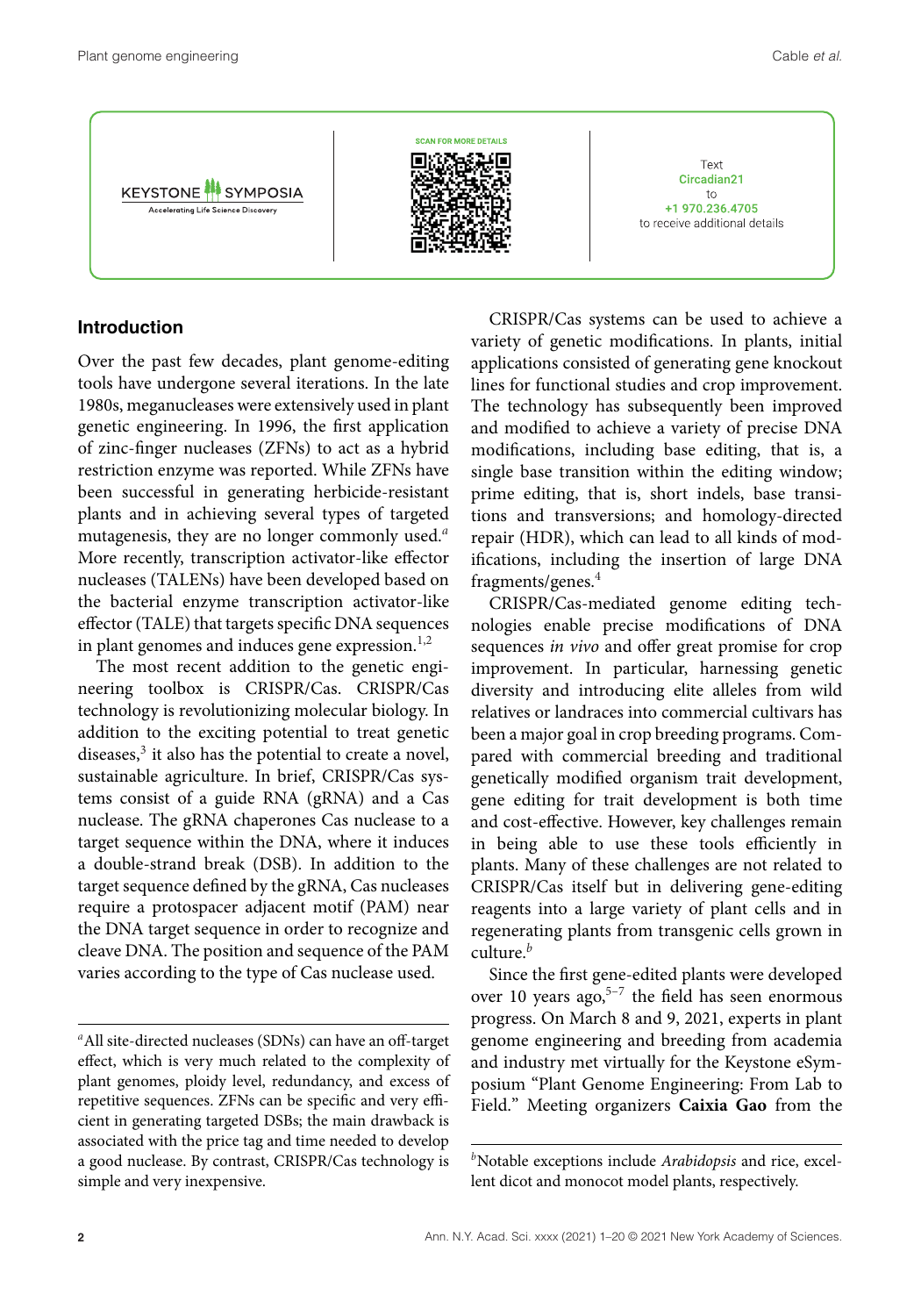KEYSTONE SYMPOSIA
Accelerating Life Science Discovery

SCAN FOR MORE DETAILS

Text **Circadian21** to **+1 970.236.4705** to receive additional details

## Introduction

Over the past few decades, plant genome-editing tools have undergone several iterations. In the late 1980s, meganucleases were extensively used in plant genetic engineering. In 1996, the first application of zinc-finger nucleases (ZFNs) to act as a hybrid restriction enzyme was reported. While ZFNs have been successful in generating herbicide-resistant plants and in achieving several types of targeted mutagenesis, they are no longer commonly used.[a] More recently, transcription activator-like effector nucleases (TALENs) have been developed based on the bacterial enzyme transcription activator-like effector (TALE) that targets specific DNA sequences in plant genomes and induces gene expression.[1,2]

The most recent addition to the genetic engineering toolbox is CRISPR/Cas. CRISPR/Cas technology is revolutionizing molecular biology. In addition to the exciting potential to treat genetic diseases,[3] it also has the potential to create a novel, sustainable agriculture. In brief, CRISPR/Cas systems consist of a guide RNA (gRNA) and a Cas nuclease. The gRNA chaperones Cas nuclease to a target sequence within the DNA, where it induces a double-strand break (DSB). In addition to the target sequence defined by the gRNA, Cas nucleases require a protospacer adjacent motif (PAM) near the DNA target sequence in order to recognize and cleave DNA. The position and sequence of the PAM varies according to the type of Cas nuclease used.

CRISPR/Cas systems can be used to achieve a variety of genetic modifications. In plants, initial applications consisted of generating gene knockout lines for functional studies and crop improvement. The technology has subsequently been improved and modified to achieve a variety of precise DNA modifications, including base editing, that is, a single base transition within the editing window; prime editing, that is, short indels, base transitions and transversions; and homology-directed repair (HDR), which can lead to all kinds of modifications, including the insertion of large DNA fragments/genes.[4]

CRISPR/Cas-mediated genome editing technologies enable precise modifications of DNA sequences *in vivo* and offer great promise for crop improvement. In particular, harnessing genetic diversity and introducing elite alleles from wild relatives or landraces into commercial cultivars has been a major goal in crop breeding programs. Compared with commercial breeding and traditional genetically modified organism trait development, gene editing for trait development is both time and cost-effective. However, key challenges remain in being able to use these tools efficiently in plants. Many of these challenges are not related to CRISPR/Cas itself but in delivering gene-editing reagents into a large variety of plant cells and in regenerating plants from transgenic cells grown in culture.[b]

Since the first gene-edited plants were developed over 10 years ago,[5–7] the field has seen enormous progress. On March 8 and 9, 2021, experts in plant genome engineering and breeding from academia and industry met virtually for the Keystone eSymposium "Plant Genome Engineering: From Lab to Field." Meeting organizers **Caixia Gao** from the

---

[a] All site-directed nucleases (SDNs) can have an off-target effect, which is very much related to the complexity of plant genomes, ploidy level, redundancy, and excess of repetitive sequences. ZFNs can be specific and very efficient in generating targeted DSBs; the main drawback is associated with the price tag and time needed to develop a good nuclease. By contrast, CRISPR/Cas technology is simple and very inexpensive.

[b] Notable exceptions include *Arabidopsis* and rice, excellent dicot and monocot model plants, respectively.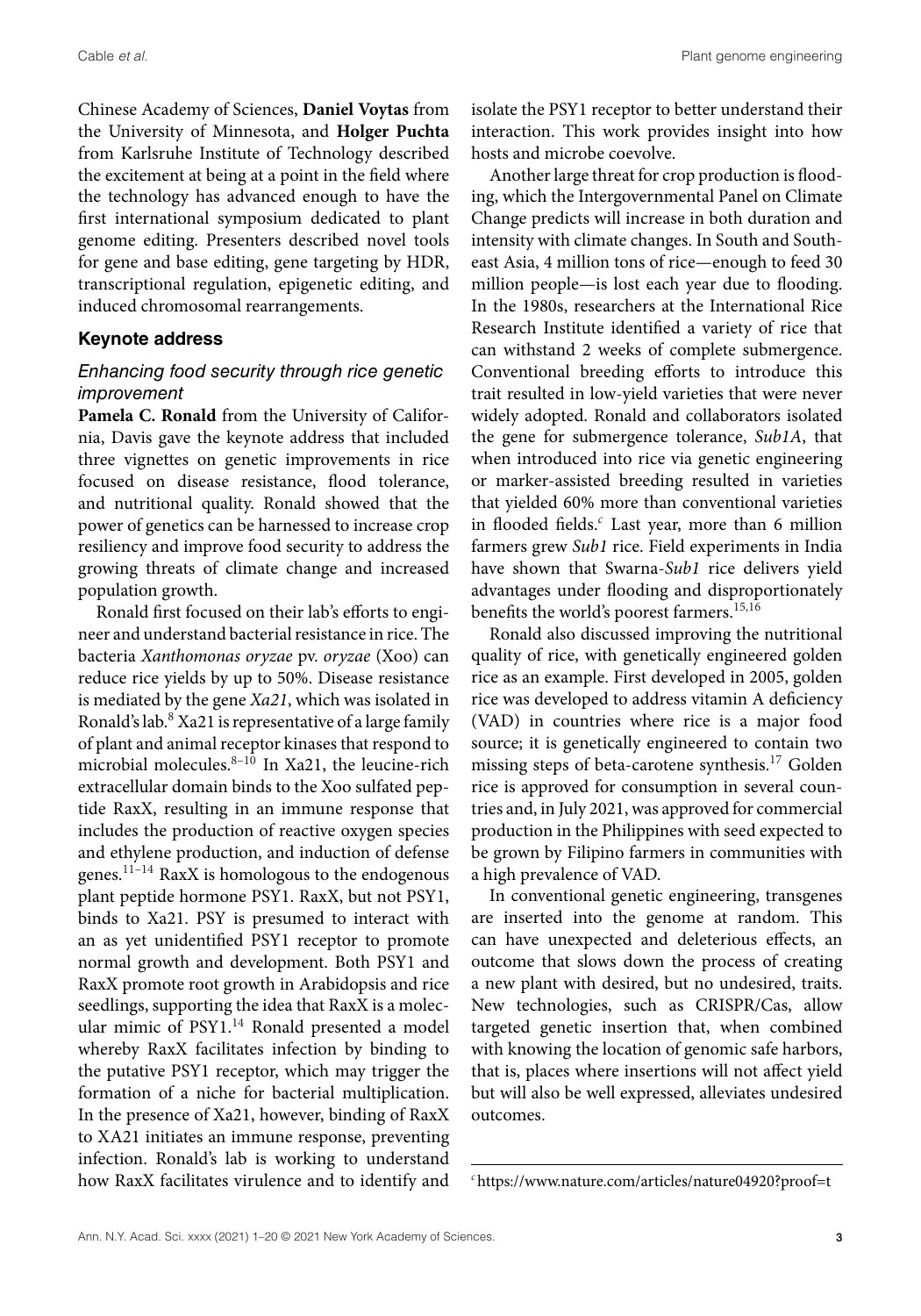Chinese Academy of Sciences, **Daniel Voytas** from the University of Minnesota, and **Holger Puchta** from Karlsruhe Institute of Technology described the excitement at being at a point in the field where the technology has advanced enough to have the first international symposium dedicated to plant genome editing. Presenters described novel tools for gene and base editing, gene targeting by HDR, transcriptional regulation, epigenetic editing, and induced chromosomal rearrangements.

## Keynote address

### *Enhancing food security through rice genetic improvement*

**Pamela C. Ronald** from the University of California, Davis gave the keynote address that included three vignettes on genetic improvements in rice focused on disease resistance, flood tolerance, and nutritional quality. Ronald showed that the power of genetics can be harnessed to increase crop resiliency and improve food security to address the growing threats of climate change and increased population growth.

Ronald first focused on their lab's efforts to engineer and understand bacterial resistance in rice. The bacteria *Xanthomonas oryzae* pv. *oryzae* (Xoo) can reduce rice yields by up to 50%. Disease resistance is mediated by the gene *Xa21*, which was isolated in Ronald's lab.[8] Xa21 is representative of a large family of plant and animal receptor kinases that respond to microbial molecules.[8–10] In Xa21, the leucine-rich extracellular domain binds to the Xoo sulfated peptide RaxX, resulting in an immune response that includes the production of reactive oxygen species and ethylene production, and induction of defense genes.[11–14] RaxX is homologous to the endogenous plant peptide hormone PSY1. RaxX, but not PSY1, binds to Xa21. PSY is presumed to interact with an as yet unidentified PSY1 receptor to promote normal growth and development. Both PSY1 and RaxX promote root growth in Arabidopsis and rice seedlings, supporting the idea that RaxX is a molecular mimic of PSY1.[14] Ronald presented a model whereby RaxX facilitates infection by binding to the putative PSY1 receptor, which may trigger the formation of a niche for bacterial multiplication. In the presence of Xa21, however, binding of RaxX to XA21 initiates an immune response, preventing infection. Ronald's lab is working to understand how RaxX facilitates virulence and to identify and isolate the PSY1 receptor to better understand their interaction. This work provides insight into how hosts and microbe coevolve.

Another large threat for crop production is flooding, which the Intergovernmental Panel on Climate Change predicts will increase in both duration and intensity with climate changes. In South and Southeast Asia, 4 million tons of rice—enough to feed 30 million people—is lost each year due to flooding. In the 1980s, researchers at the International Rice Research Institute identified a variety of rice that can withstand 2 weeks of complete submergence. Conventional breeding efforts to introduce this trait resulted in low-yield varieties that were never widely adopted. Ronald and collaborators isolated the gene for submergence tolerance, *Sub1A*, that when introduced into rice via genetic engineering or marker-assisted breeding resulted in varieties that yielded 60% more than conventional varieties in flooded fields.[c] Last year, more than 6 million farmers grew *Sub1* rice. Field experiments in India have shown that Swarna-*Sub1* rice delivers yield advantages under flooding and disproportionately benefits the world's poorest farmers.[15,16]

Ronald also discussed improving the nutritional quality of rice, with genetically engineered golden rice as an example. First developed in 2005, golden rice was developed to address vitamin A deficiency (VAD) in countries where rice is a major food source; it is genetically engineered to contain two missing steps of beta-carotene synthesis.[17] Golden rice is approved for consumption in several countries and, in July 2021, was approved for commercial production in the Philippines with seed expected to be grown by Filipino farmers in communities with a high prevalence of VAD.

In conventional genetic engineering, transgenes are inserted into the genome at random. This can have unexpected and deleterious effects, an outcome that slows down the process of creating a new plant with desired, but no undesired, traits. New technologies, such as CRISPR/Cas, allow targeted genetic insertion that, when combined with knowing the location of genomic safe harbors, that is, places where insertions will not affect yield but will also be well expressed, alleviates undesired outcomes.

---

[c] https://www.nature.com/articles/nature04920?proof=t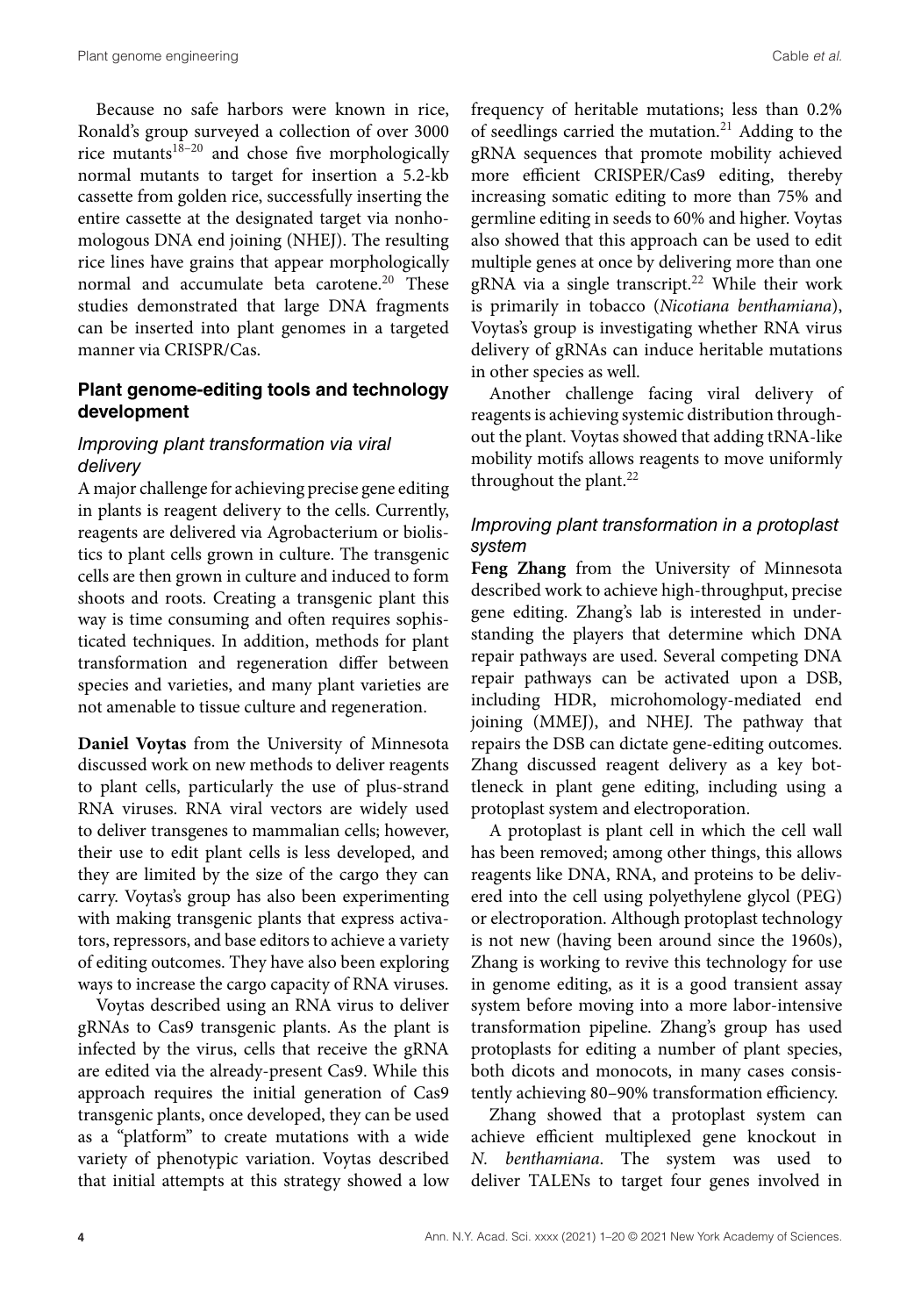Because no safe harbors were known in rice, Ronald's group surveyed a collection of over 3000 rice mutants[18–20] and chose five morphologically normal mutants to target for insertion a 5.2-kb cassette from golden rice, successfully inserting the entire cassette at the designated target via nonhomologous DNA end joining (NHEJ). The resulting rice lines have grains that appear morphologically normal and accumulate beta carotene.[20] These studies demonstrated that large DNA fragments can be inserted into plant genomes in a targeted manner via CRISPR/Cas.

## Plant genome-editing tools and technology development

### Improving plant transformation via viral delivery

A major challenge for achieving precise gene editing in plants is reagent delivery to the cells. Currently, reagents are delivered via Agrobacterium or biolistics to plant cells grown in culture. The transgenic cells are then grown in culture and induced to form shoots and roots. Creating a transgenic plant this way is time consuming and often requires sophisticated techniques. In addition, methods for plant transformation and regeneration differ between species and varieties, and many plant varieties are not amenable to tissue culture and regeneration.

**Daniel Voytas** from the University of Minnesota discussed work on new methods to deliver reagents to plant cells, particularly the use of plus-strand RNA viruses. RNA viral vectors are widely used to deliver transgenes to mammalian cells; however, their use to edit plant cells is less developed, and they are limited by the size of the cargo they can carry. Voytas's group has also been experimenting with making transgenic plants that express activators, repressors, and base editors to achieve a variety of editing outcomes. They have also been exploring ways to increase the cargo capacity of RNA viruses.

Voytas described using an RNA virus to deliver gRNAs to Cas9 transgenic plants. As the plant is infected by the virus, cells that receive the gRNA are edited via the already-present Cas9. While this approach requires the initial generation of Cas9 transgenic plants, once developed, they can be used as a "platform" to create mutations with a wide variety of phenotypic variation. Voytas described that initial attempts at this strategy showed a low frequency of heritable mutations; less than 0.2% of seedlings carried the mutation.[21] Adding to the gRNA sequences that promote mobility achieved more efficient CRISPER/Cas9 editing, thereby increasing somatic editing to more than 75% and germline editing in seeds to 60% and higher. Voytas also showed that this approach can be used to edit multiple genes at once by delivering more than one gRNA via a single transcript.[22] While their work is primarily in tobacco (*Nicotiana benthamiana*), Voytas's group is investigating whether RNA virus delivery of gRNAs can induce heritable mutations in other species as well.

Another challenge facing viral delivery of reagents is achieving systemic distribution throughout the plant. Voytas showed that adding tRNA-like mobility motifs allows reagents to move uniformly throughout the plant.[22]

### Improving plant transformation in a protoplast system

**Feng Zhang** from the University of Minnesota described work to achieve high-throughput, precise gene editing. Zhang's lab is interested in understanding the players that determine which DNA repair pathways are used. Several competing DNA repair pathways can be activated upon a DSB, including HDR, microhomology-mediated end joining (MMEJ), and NHEJ. The pathway that repairs the DSB can dictate gene-editing outcomes. Zhang discussed reagent delivery as a key bottleneck in plant gene editing, including using a protoplast system and electroporation.

A protoplast is plant cell in which the cell wall has been removed; among other things, this allows reagents like DNA, RNA, and proteins to be delivered into the cell using polyethylene glycol (PEG) or electroporation. Although protoplast technology is not new (having been around since the 1960s), Zhang is working to revive this technology for use in genome editing, as it is a good transient assay system before moving into a more labor-intensive transformation pipeline. Zhang's group has used protoplasts for editing a number of plant species, both dicots and monocots, in many cases consistently achieving 80–90% transformation efficiency.

Zhang showed that a protoplast system can achieve efficient multiplexed gene knockout in *N. benthamiana*. The system was used to deliver TALENs to target four genes involved in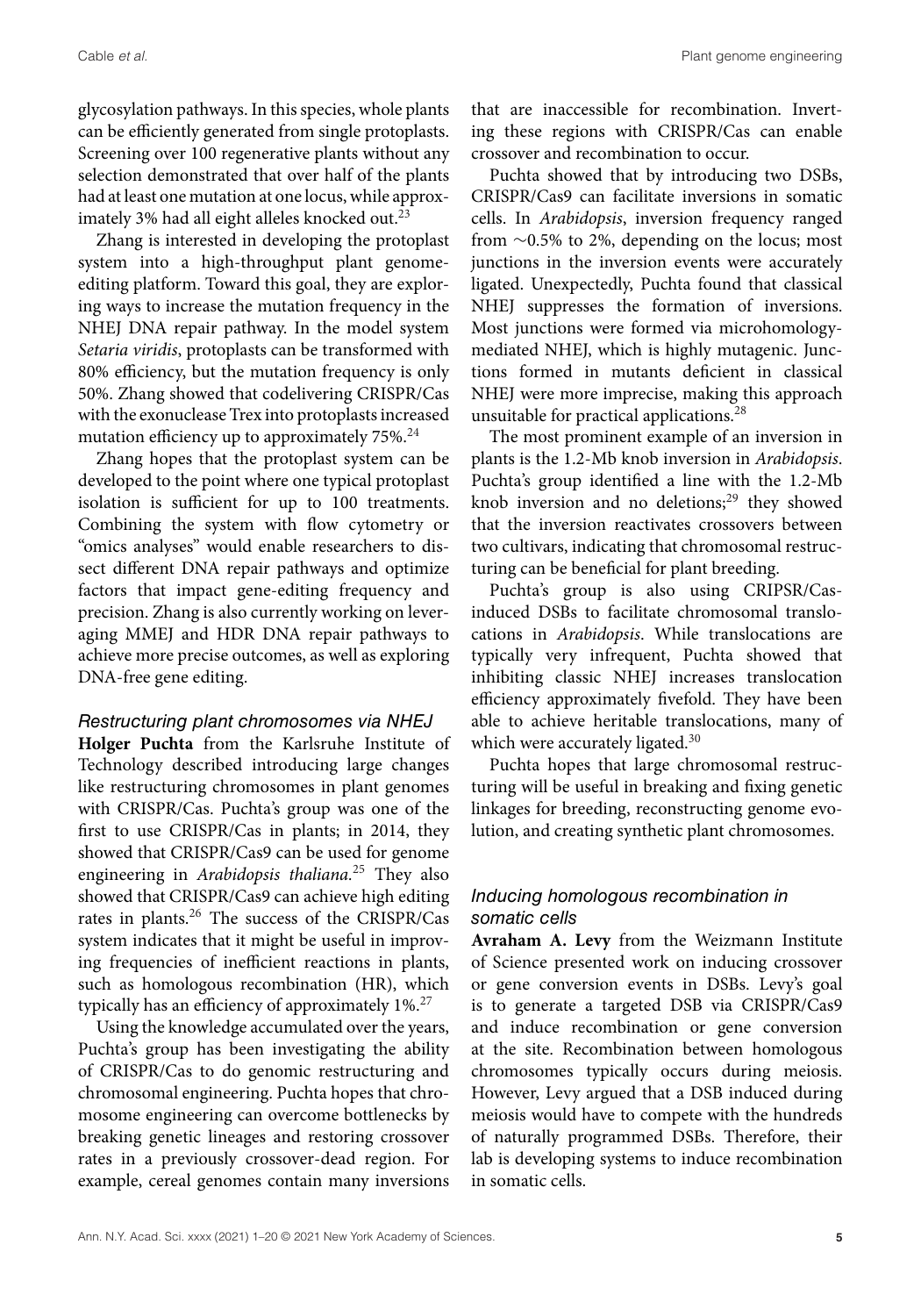glycosylation pathways. In this species, whole plants can be efficiently generated from single protoplasts. Screening over 100 regenerative plants without any selection demonstrated that over half of the plants had at least one mutation at one locus, while approximately 3% had all eight alleles knocked out.[23]

Zhang is interested in developing the protoplast system into a high-throughput plant genome-editing platform. Toward this goal, they are exploring ways to increase the mutation frequency in the NHEJ DNA repair pathway. In the model system *Setaria viridis*, protoplasts can be transformed with 80% efficiency, but the mutation frequency is only 50%. Zhang showed that codelivering CRISPR/Cas with the exonuclease Trex into protoplasts increased mutation efficiency up to approximately 75%.[24]

Zhang hopes that the protoplast system can be developed to the point where one typical protoplast isolation is sufficient for up to 100 treatments. Combining the system with flow cytometry or "omics analyses" would enable researchers to dissect different DNA repair pathways and optimize factors that impact gene-editing frequency and precision. Zhang is also currently working on leveraging MMEJ and HDR DNA repair pathways to achieve more precise outcomes, as well as exploring DNA-free gene editing.

### *Restructuring plant chromosomes via NHEJ*

**Holger Puchta** from the Karlsruhe Institute of Technology described introducing large changes like restructuring chromosomes in plant genomes with CRISPR/Cas. Puchta's group was one of the first to use CRISPR/Cas in plants; in 2014, they showed that CRISPR/Cas9 can be used for genome engineering in *Arabidopsis thaliana*.[25] They also showed that CRISPR/Cas9 can achieve high editing rates in plants.[26] The success of the CRISPR/Cas system indicates that it might be useful in improving frequencies of inefficient reactions in plants, such as homologous recombination (HR), which typically has an efficiency of approximately 1%.[27]

Using the knowledge accumulated over the years, Puchta's group has been investigating the ability of CRISPR/Cas to do genomic restructuring and chromosomal engineering. Puchta hopes that chromosome engineering can overcome bottlenecks by breaking genetic lineages and restoring crossover rates in a previously crossover-dead region. For example, cereal genomes contain many inversions that are inaccessible for recombination. Inverting these regions with CRISPR/Cas can enable crossover and recombination to occur.

Puchta showed that by introducing two DSBs, CRISPR/Cas9 can facilitate inversions in somatic cells. In *Arabidopsis*, inversion frequency ranged from ∼0.5% to 2%, depending on the locus; most junctions in the inversion events were accurately ligated. Unexpectedly, Puchta found that classical NHEJ suppresses the formation of inversions. Most junctions were formed via microhomology-mediated NHEJ, which is highly mutagenic. Junctions formed in mutants deficient in classical NHEJ were more imprecise, making this approach unsuitable for practical applications.[28]

The most prominent example of an inversion in plants is the 1.2-Mb knob inversion in *Arabidopsis*. Puchta's group identified a line with the 1.2-Mb knob inversion and no deletions;[29] they showed that the inversion reactivates crossovers between two cultivars, indicating that chromosomal restructuring can be beneficial for plant breeding.

Puchta's group is also using CRIPSR/Cas-induced DSBs to facilitate chromosomal translocations in *Arabidopsis*. While translocations are typically very infrequent, Puchta showed that inhibiting classic NHEJ increases translocation efficiency approximately fivefold. They have been able to achieve heritable translocations, many of which were accurately ligated.[30]

Puchta hopes that large chromosomal restructuring will be useful in breaking and fixing genetic linkages for breeding, reconstructing genome evolution, and creating synthetic plant chromosomes.

### *Inducing homologous recombination in somatic cells*

**Avraham A. Levy** from the Weizmann Institute of Science presented work on inducing crossover or gene conversion events in DSBs. Levy's goal is to generate a targeted DSB via CRISPR/Cas9 and induce recombination or gene conversion at the site. Recombination between homologous chromosomes typically occurs during meiosis. However, Levy argued that a DSB induced during meiosis would have to compete with the hundreds of naturally programmed DSBs. Therefore, their lab is developing systems to induce recombination in somatic cells.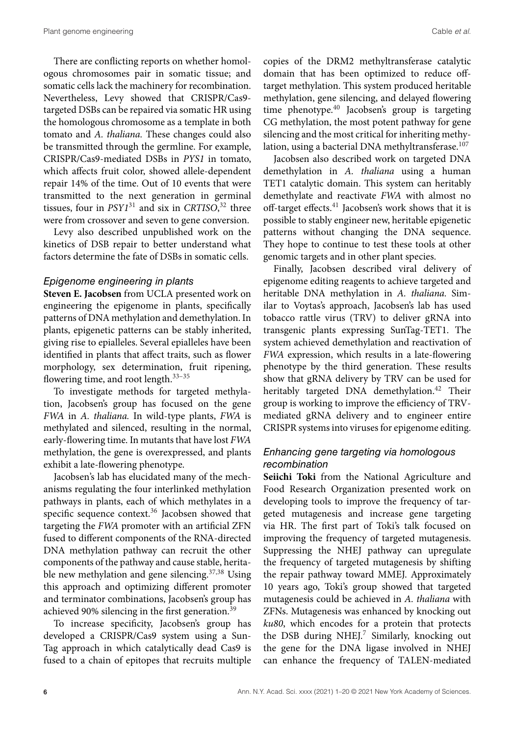There are conflicting reports on whether homologous chromosomes pair in somatic tissue; and somatic cells lack the machinery for recombination. Nevertheless, Levy showed that CRISPR/Cas9-targeted DSBs can be repaired via somatic HR using the homologous chromosome as a template in both tomato and *A. thaliana.* These changes could also be transmitted through the germline. For example, CRISPR/Cas9-mediated DSBs in *PYS1* in tomato, which affects fruit color, showed allele-dependent repair 14% of the time. Out of 10 events that were transmitted to the next generation in germinal tissues, four in *PSY1*[31] and six in *CRTISO*,[32] three were from crossover and seven to gene conversion.

Levy also described unpublished work on the kinetics of DSB repair to better understand what factors determine the fate of DSBs in somatic cells.

### *Epigenome engineering in plants*

**Steven E. Jacobsen** from UCLA presented work on engineering the epigenome in plants, specifically patterns of DNA methylation and demethylation. In plants, epigenetic patterns can be stably inherited, giving rise to epialleles. Several epialleles have been identified in plants that affect traits, such as flower morphology, sex determination, fruit ripening, flowering time, and root length.[33–35]

To investigate methods for targeted methylation, Jacobsen's group has focused on the gene *FWA* in *A. thaliana.* In wild-type plants, *FWA* is methylated and silenced, resulting in the normal, early-flowering time. In mutants that have lost *FWA* methylation, the gene is overexpressed, and plants exhibit a late-flowering phenotype.

Jacobsen's lab has elucidated many of the mechanisms regulating the four interlinked methylation pathways in plants, each of which methylates in a specific sequence context.[36] Jacobsen showed that targeting the *FWA* promoter with an artificial ZFN fused to different components of the RNA-directed DNA methylation pathway can recruit the other components of the pathway and cause stable, heritable new methylation and gene silencing.[37,38] Using this approach and optimizing different promoter and terminator combinations, Jacobsen's group has achieved 90% silencing in the first generation.[39]

To increase specificity, Jacobsen's group has developed a CRISPR/Cas9 system using a SunTag approach in which catalytically dead Cas9 is fused to a chain of epitopes that recruits multiple copies of the DRM2 methyltransferase catalytic domain that has been optimized to reduce off-target methylation. This system produced heritable methylation, gene silencing, and delayed flowering time phenotype.[40] Jacobsen's group is targeting CG methylation, the most potent pathway for gene silencing and the most critical for inheriting methylation, using a bacterial DNA methyltransferase.[107]

Jacobsen also described work on targeted DNA demethylation in *A. thaliana* using a human TET1 catalytic domain. This system can heritably demethylate and reactivate *FWA* with almost no off-target effects.[41] Jacobsen's work shows that it is possible to stably engineer new, heritable epigenetic patterns without changing the DNA sequence. They hope to continue to test these tools at other genomic targets and in other plant species.

Finally, Jacobsen described viral delivery of epigenome editing reagents to achieve targeted and heritable DNA methylation in *A. thaliana.* Similar to Voytas's approach, Jacobsen's lab has used tobacco rattle virus (TRV) to deliver gRNA into transgenic plants expressing SunTag-TET1. The system achieved demethylation and reactivation of *FWA* expression, which results in a late-flowering phenotype by the third generation. These results show that gRNA delivery by TRV can be used for heritably targeted DNA demethylation.[42] Their group is working to improve the efficiency of TRV-mediated gRNA delivery and to engineer entire CRISPR systems into viruses for epigenome editing.

### *Enhancing gene targeting via homologous recombination*

**Seiichi Toki** from the National Agriculture and Food Research Organization presented work on developing tools to improve the frequency of targeted mutagenesis and increase gene targeting via HR. The first part of Toki's talk focused on improving the frequency of targeted mutagenesis. Suppressing the NHEJ pathway can upregulate the frequency of targeted mutagenesis by shifting the repair pathway toward MMEJ. Approximately 10 years ago, Toki's group showed that targeted mutagenesis could be achieved in *A. thaliana* with ZFNs. Mutagenesis was enhanced by knocking out *ku80*, which encodes for a protein that protects the DSB during NHEJ.[7] Similarly, knocking out the gene for the DNA ligase involved in NHEJ can enhance the frequency of TALEN-mediated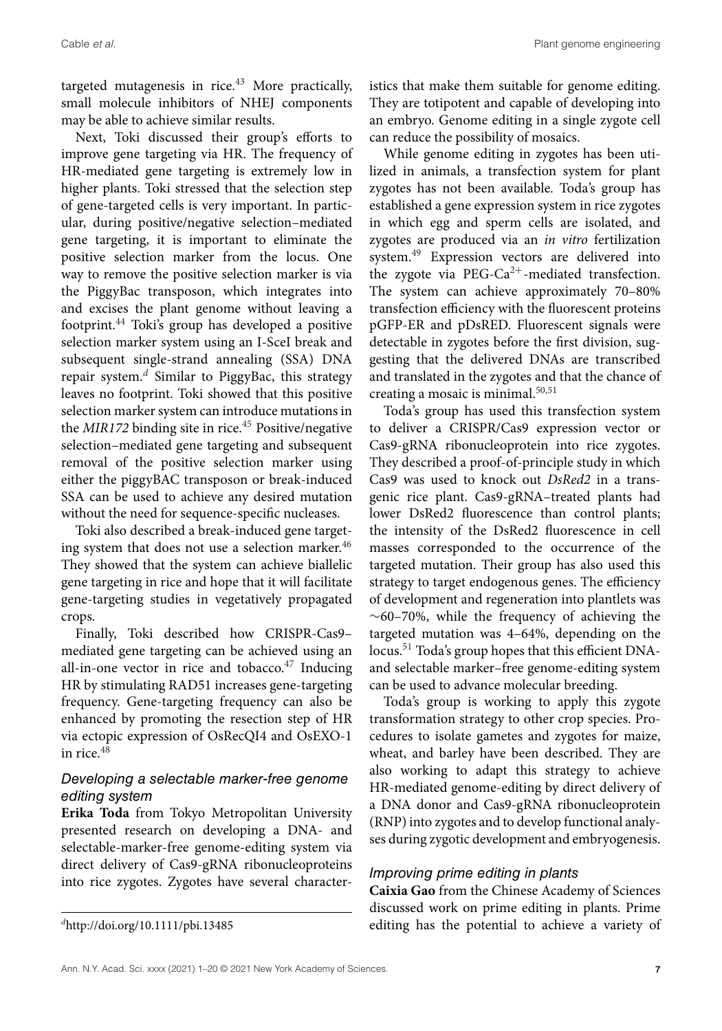targeted mutagenesis in rice.[43] More practically, small molecule inhibitors of NHEJ components may be able to achieve similar results.

Next, Toki discussed their group's efforts to improve gene targeting via HR. The frequency of HR-mediated gene targeting is extremely low in higher plants. Toki stressed that the selection step of gene-targeted cells is very important. In particular, during positive/negative selection–mediated gene targeting, it is important to eliminate the positive selection marker from the locus. One way to remove the positive selection marker is via the PiggyBac transposon, which integrates into and excises the plant genome without leaving a footprint.[44] Toki's group has developed a positive selection marker system using an I-SceI break and subsequent single-strand annealing (SSA) DNA repair system.[d] Similar to PiggyBac, this strategy leaves no footprint. Toki showed that this positive selection marker system can introduce mutations in the *MIR172* binding site in rice.[45] Positive/negative selection–mediated gene targeting and subsequent removal of the positive selection marker using either the piggyBAC transposon or break-induced SSA can be used to achieve any desired mutation without the need for sequence-specific nucleases.

Toki also described a break-induced gene targeting system that does not use a selection marker.[46] They showed that the system can achieve biallelic gene targeting in rice and hope that it will facilitate gene-targeting studies in vegetatively propagated crops.

Finally, Toki described how CRISPR-Cas9–mediated gene targeting can be achieved using an all-in-one vector in rice and tobacco.[47] Inducing HR by stimulating RAD51 increases gene-targeting frequency. Gene-targeting frequency can also be enhanced by promoting the resection step of HR via ectopic expression of OsRecQI4 and OsEXO-1 in rice.[48]

### *Developing a selectable marker-free genome editing system*

**Erika Toda** from Tokyo Metropolitan University presented research on developing a DNA- and selectable-marker-free genome-editing system via direct delivery of Cas9-gRNA ribonucleoproteins into rice zygotes. Zygotes have several characteristics that make them suitable for genome editing. They are totipotent and capable of developing into an embryo. Genome editing in a single zygote cell can reduce the possibility of mosaics.

While genome editing in zygotes has been utilized in animals, a transfection system for plant zygotes has not been available. Toda's group has established a gene expression system in rice zygotes in which egg and sperm cells are isolated, and zygotes are produced via an *in vitro* fertilization system.[49] Expression vectors are delivered into the zygote via PEG-$Ca^{2+}$-mediated transfection. The system can achieve approximately 70–80% transfection efficiency with the fluorescent proteins pGFP-ER and pDsRED. Fluorescent signals were detectable in zygotes before the first division, suggesting that the delivered DNAs are transcribed and translated in the zygotes and that the chance of creating a mosaic is minimal.[50,51]

Toda's group has used this transfection system to deliver a CRISPR/Cas9 expression vector or Cas9-gRNA ribonucleoprotein into rice zygotes. They described a proof-of-principle study in which Cas9 was used to knock out *DsRed2* in a transgenic rice plant. Cas9-gRNA–treated plants had lower DsRed2 fluorescence than control plants; the intensity of the DsRed2 fluorescence in cell masses corresponded to the occurrence of the targeted mutation. Their group has also used this strategy to target endogenous genes. The efficiency of development and regeneration into plantlets was ~60–70%, while the frequency of achieving the targeted mutation was 4–64%, depending on the locus.[51] Toda's group hopes that this efficient DNA- and selectable marker–free genome-editing system can be used to advance molecular breeding.

Toda's group is working to apply this zygote transformation strategy to other crop species. Procedures to isolate gametes and zygotes for maize, wheat, and barley have been described. They are also working to adapt this strategy to achieve HR-mediated genome-editing by direct delivery of a DNA donor and Cas9-gRNA ribonucleoprotein (RNP) into zygotes and to develop functional analyses during zygotic development and embryogenesis.

### *Improving prime editing in plants*

**Caixia Gao** from the Chinese Academy of Sciences discussed work on prime editing in plants. Prime editing has the potential to achieve a variety of

[d] http://doi.org/10.1111/pbi.13485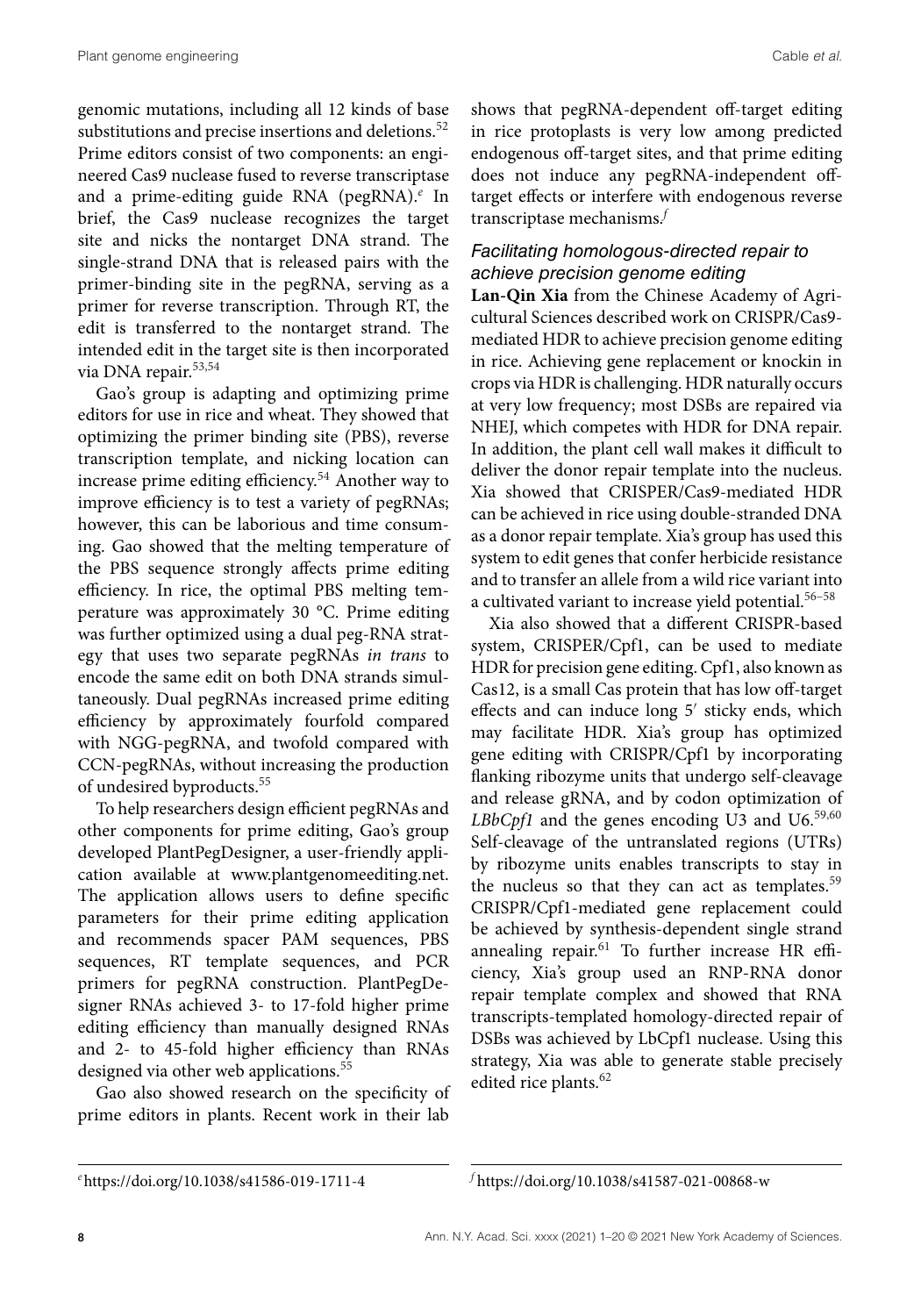genomic mutations, including all 12 kinds of base substitutions and precise insertions and deletions.[52] Prime editors consist of two components: an engineered Cas9 nuclease fused to reverse transcriptase and a prime-editing guide RNA (pegRNA).[e] In brief, the Cas9 nuclease recognizes the target site and nicks the nontarget DNA strand. The single-strand DNA that is released pairs with the primer-binding site in the pegRNA, serving as a primer for reverse transcription. Through RT, the edit is transferred to the nontarget strand. The intended edit in the target site is then incorporated via DNA repair.[53,54]

Gao's group is adapting and optimizing prime editors for use in rice and wheat. They showed that optimizing the primer binding site (PBS), reverse transcription template, and nicking location can increase prime editing efficiency.[54] Another way to improve efficiency is to test a variety of pegRNAs; however, this can be laborious and time consuming. Gao showed that the melting temperature of the PBS sequence strongly affects prime editing efficiency. In rice, the optimal PBS melting temperature was approximately 30 °C. Prime editing was further optimized using a dual peg-RNA strategy that uses two separate pegRNAs *in trans* to encode the same edit on both DNA strands simultaneously. Dual pegRNAs increased prime editing efficiency by approximately fourfold compared with NGG-pegRNA, and twofold compared with CCN-pegRNAs, without increasing the production of undesired byproducts.[55]

To help researchers design efficient pegRNAs and other components for prime editing, Gao's group developed PlantPegDesigner, a user-friendly application available at www.plantgenomeediting.net. The application allows users to define specific parameters for their prime editing application and recommends spacer PAM sequences, PBS sequences, RT template sequences, and PCR primers for pegRNA construction. PlantPegDesigner RNAs achieved 3- to 17-fold higher prime editing efficiency than manually designed RNAs and 2- to 45-fold higher efficiency than RNAs designed via other web applications.[55]

Gao also showed research on the specificity of prime editors in plants. Recent work in their lab shows that pegRNA-dependent off-target editing in rice protoplasts is very low among predicted endogenous off-target sites, and that prime editing does not induce any pegRNA-independent off-target effects or interfere with endogenous reverse transcriptase mechanisms.[f]

### *Facilitating homologous-directed repair to achieve precision genome editing*

**Lan-Qin Xia** from the Chinese Academy of Agricultural Sciences described work on CRISPR/Cas9-mediated HDR to achieve precision genome editing in rice. Achieving gene replacement or knockin in crops via HDR is challenging. HDR naturally occurs at very low frequency; most DSBs are repaired via NHEJ, which competes with HDR for DNA repair. In addition, the plant cell wall makes it difficult to deliver the donor repair template into the nucleus. Xia showed that CRISPER/Cas9-mediated HDR can be achieved in rice using double-stranded DNA as a donor repair template. Xia's group has used this system to edit genes that confer herbicide resistance and to transfer an allele from a wild rice variant into a cultivated variant to increase yield potential.[56–58]

Xia also showed that a different CRISPR-based system, CRISPER/Cpf1, can be used to mediate HDR for precision gene editing. Cpf1, also known as Cas12, is a small Cas protein that has low off-target effects and can induce long 5′ sticky ends, which may facilitate HDR. Xia's group has optimized gene editing with CRISPR/Cpf1 by incorporating flanking ribozyme units that undergo self-cleavage and release gRNA, and by codon optimization of *LBbCpf1* and the genes encoding U3 and U6.[59,60] Self-cleavage of the untranslated regions (UTRs) by ribozyme units enables transcripts to stay in the nucleus so that they can act as templates.[59] CRISPR/Cpf1-mediated gene replacement could be achieved by synthesis-dependent single strand annealing repair.[61] To further increase HR efficiency, Xia's group used an RNP-RNA donor repair template complex and showed that RNA transcripts-templated homology-directed repair of DSBs was achieved by LbCpf1 nuclease. Using this strategy, Xia was able to generate stable precisely edited rice plants.[62]

[e] https://doi.org/10.1038/s41586-019-1711-4

[f] https://doi.org/10.1038/s41587-021-00868-w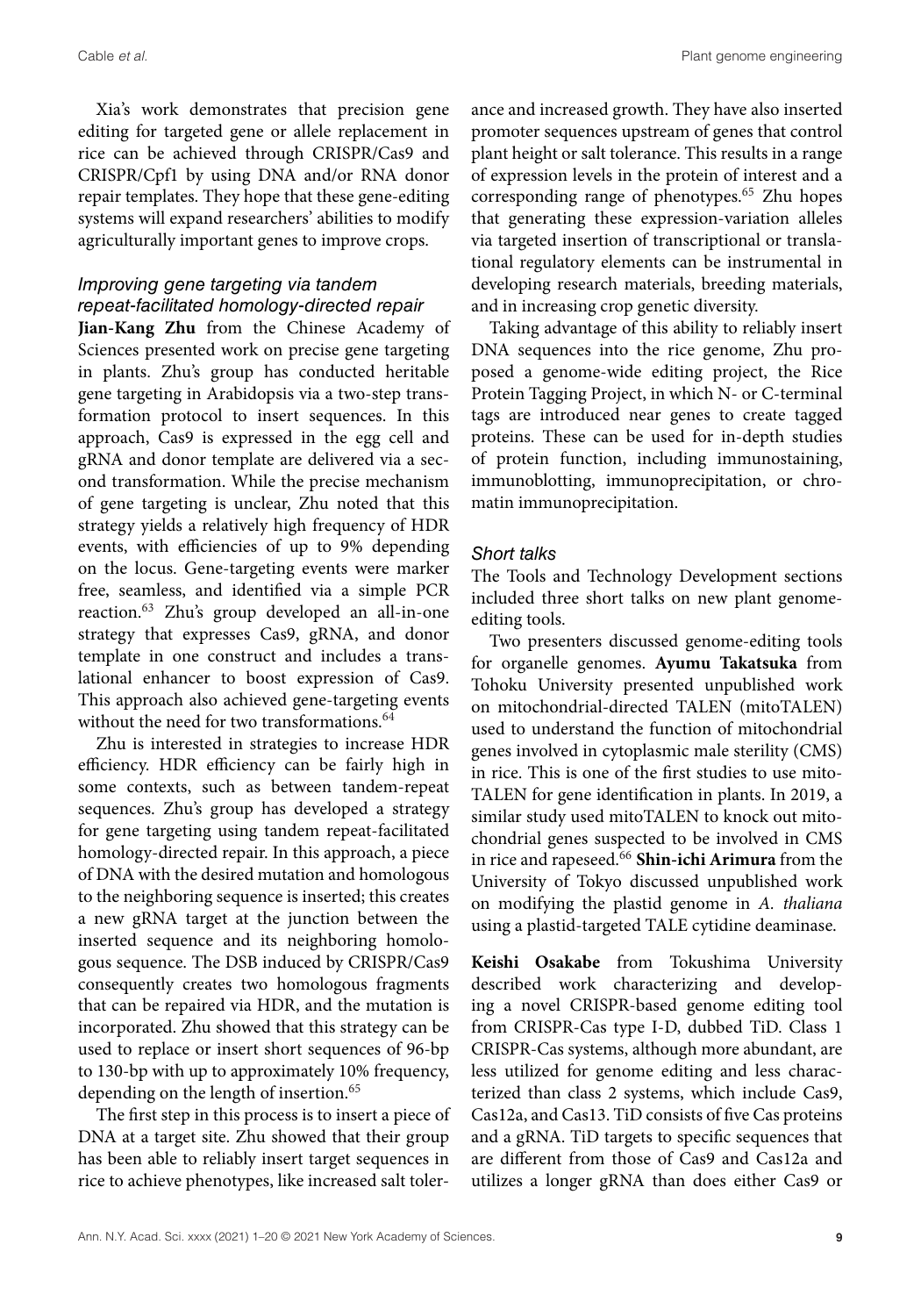Xia's work demonstrates that precision gene editing for targeted gene or allele replacement in rice can be achieved through CRISPR/Cas9 and CRISPR/Cpf1 by using DNA and/or RNA donor repair templates. They hope that these gene-editing systems will expand researchers' abilities to modify agriculturally important genes to improve crops.

### *Improving gene targeting via tandem repeat-facilitated homology-directed repair*

**Jian-Kang Zhu** from the Chinese Academy of Sciences presented work on precise gene targeting in plants. Zhu's group has conducted heritable gene targeting in Arabidopsis via a two-step transformation protocol to insert sequences. In this approach, Cas9 is expressed in the egg cell and gRNA and donor template are delivered via a second transformation. While the precise mechanism of gene targeting is unclear, Zhu noted that this strategy yields a relatively high frequency of HDR events, with efficiencies of up to 9% depending on the locus. Gene-targeting events were marker free, seamless, and identified via a simple PCR reaction.[63] Zhu's group developed an all-in-one strategy that expresses Cas9, gRNA, and donor template in one construct and includes a translational enhancer to boost expression of Cas9. This approach also achieved gene-targeting events without the need for two transformations.[64]

Zhu is interested in strategies to increase HDR efficiency. HDR efficiency can be fairly high in some contexts, such as between tandem-repeat sequences. Zhu's group has developed a strategy for gene targeting using tandem repeat-facilitated homology-directed repair. In this approach, a piece of DNA with the desired mutation and homologous to the neighboring sequence is inserted; this creates a new gRNA target at the junction between the inserted sequence and its neighboring homologous sequence. The DSB induced by CRISPR/Cas9 consequently creates two homologous fragments that can be repaired via HDR, and the mutation is incorporated. Zhu showed that this strategy can be used to replace or insert short sequences of 96-bp to 130-bp with up to approximately 10% frequency, depending on the length of insertion.[65]

The first step in this process is to insert a piece of DNA at a target site. Zhu showed that their group has been able to reliably insert target sequences in rice to achieve phenotypes, like increased salt tolerance and increased growth. They have also inserted promoter sequences upstream of genes that control plant height or salt tolerance. This results in a range of expression levels in the protein of interest and a corresponding range of phenotypes.[65] Zhu hopes that generating these expression-variation alleles via targeted insertion of transcriptional or translational regulatory elements can be instrumental in developing research materials, breeding materials, and in increasing crop genetic diversity.

Taking advantage of this ability to reliably insert DNA sequences into the rice genome, Zhu proposed a genome-wide editing project, the Rice Protein Tagging Project, in which N- or C-terminal tags are introduced near genes to create tagged proteins. These can be used for in-depth studies of protein function, including immunostaining, immunoblotting, immunoprecipitation, or chromatin immunoprecipitation.

### *Short talks*

The Tools and Technology Development sections included three short talks on new plant genome-editing tools.

Two presenters discussed genome-editing tools for organelle genomes. **Ayumu Takatsuka** from Tohoku University presented unpublished work on mitochondrial-directed TALEN (mitoTALEN) used to understand the function of mitochondrial genes involved in cytoplasmic male sterility (CMS) in rice. This is one of the first studies to use mitoTALEN for gene identification in plants. In 2019, a similar study used mitoTALEN to knock out mitochondrial genes suspected to be involved in CMS in rice and rapeseed.[66] **Shin-ichi Arimura** from the University of Tokyo discussed unpublished work on modifying the plastid genome in *A. thaliana* using a plastid-targeted TALE cytidine deaminase.

**Keishi Osakabe** from Tokushima University described work characterizing and developing a novel CRISPR-based genome editing tool from CRISPR-Cas type I-D, dubbed TiD. Class 1 CRISPR-Cas systems, although more abundant, are less utilized for genome editing and less characterized than class 2 systems, which include Cas9, Cas12a, and Cas13. TiD consists of five Cas proteins and a gRNA. TiD targets to specific sequences that are different from those of Cas9 and Cas12a and utilizes a longer gRNA than does either Cas9 or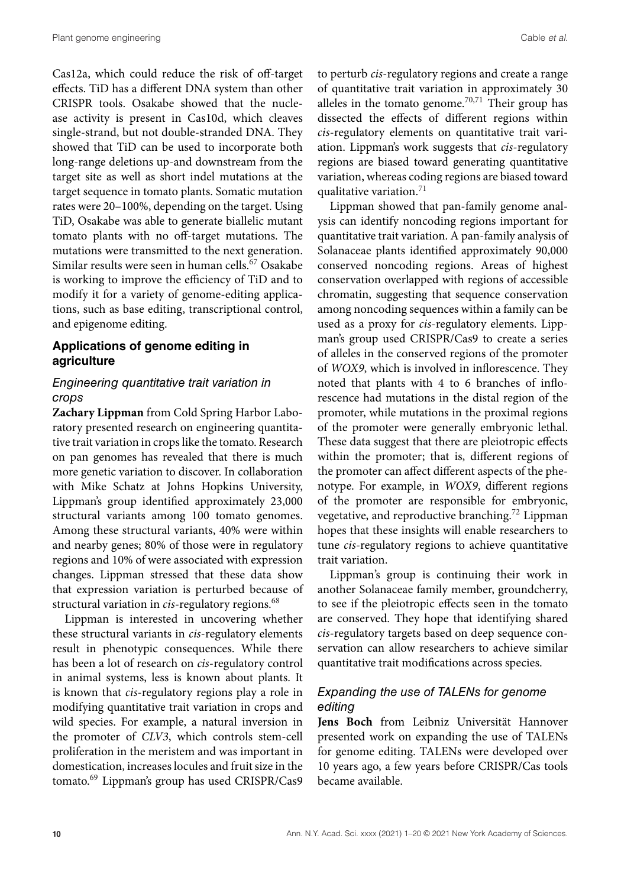Cas12a, which could reduce the risk of off-target effects. TiD has a different DNA system than other CRISPR tools. Osakabe showed that the nuclease activity is present in Cas10d, which cleaves single-strand, but not double-stranded DNA. They showed that TiD can be used to incorporate both long-range deletions up-and downstream from the target site as well as short indel mutations at the target sequence in tomato plants. Somatic mutation rates were 20–100%, depending on the target. Using TiD, Osakabe was able to generate biallelic mutant tomato plants with no off-target mutations. The mutations were transmitted to the next generation. Similar results were seen in human cells.[67] Osakabe is working to improve the efficiency of TiD and to modify it for a variety of genome-editing applications, such as base editing, transcriptional control, and epigenome editing.

## Applications of genome editing in agriculture

### *Engineering quantitative trait variation in crops*

**Zachary Lippman** from Cold Spring Harbor Laboratory presented research on engineering quantitative trait variation in crops like the tomato. Research on pan genomes has revealed that there is much more genetic variation to discover. In collaboration with Mike Schatz at Johns Hopkins University, Lippman's group identified approximately 23,000 structural variants among 100 tomato genomes. Among these structural variants, 40% were within and nearby genes; 80% of those were in regulatory regions and 10% of were associated with expression changes. Lippman stressed that these data show that expression variation is perturbed because of structural variation in *cis*-regulatory regions.[68]

Lippman is interested in uncovering whether these structural variants in *cis*-regulatory elements result in phenotypic consequences. While there has been a lot of research on *cis*-regulatory control in animal systems, less is known about plants. It is known that *cis*-regulatory regions play a role in modifying quantitative trait variation in crops and wild species. For example, a natural inversion in the promoter of *CLV3*, which controls stem-cell proliferation in the meristem and was important in domestication, increases locules and fruit size in the tomato.[69] Lippman's group has used CRISPR/Cas9 to perturb *cis*-regulatory regions and create a range of quantitative trait variation in approximately 30 alleles in the tomato genome.[70,71] Their group has dissected the effects of different regions within *cis*-regulatory elements on quantitative trait variation. Lippman's work suggests that *cis*-regulatory regions are biased toward generating quantitative variation, whereas coding regions are biased toward qualitative variation.[71]

Lippman showed that pan-family genome analysis can identify noncoding regions important for quantitative trait variation. A pan-family analysis of Solanaceae plants identified approximately 90,000 conserved noncoding regions. Areas of highest conservation overlapped with regions of accessible chromatin, suggesting that sequence conservation among noncoding sequences within a family can be used as a proxy for *cis*-regulatory elements. Lippman's group used CRISPR/Cas9 to create a series of alleles in the conserved regions of the promoter of *WOX9*, which is involved in inflorescence. They noted that plants with 4 to 6 branches of inflorescence had mutations in the distal region of the promoter, while mutations in the proximal regions of the promoter were generally embryonic lethal. These data suggest that there are pleiotropic effects within the promoter; that is, different regions of the promoter can affect different aspects of the phenotype. For example, in *WOX9*, different regions of the promoter are responsible for embryonic, vegetative, and reproductive branching.[72] Lippman hopes that these insights will enable researchers to tune *cis*-regulatory regions to achieve quantitative trait variation.

Lippman's group is continuing their work in another Solanaceae family member, groundcherry, to see if the pleiotropic effects seen in the tomato are conserved. They hope that identifying shared *cis*-regulatory targets based on deep sequence conservation can allow researchers to achieve similar quantitative trait modifications across species.

### *Expanding the use of TALENs for genome editing*

**Jens Boch** from Leibniz Universität Hannover presented work on expanding the use of TALENs for genome editing. TALENs were developed over 10 years ago, a few years before CRISPR/Cas tools became available.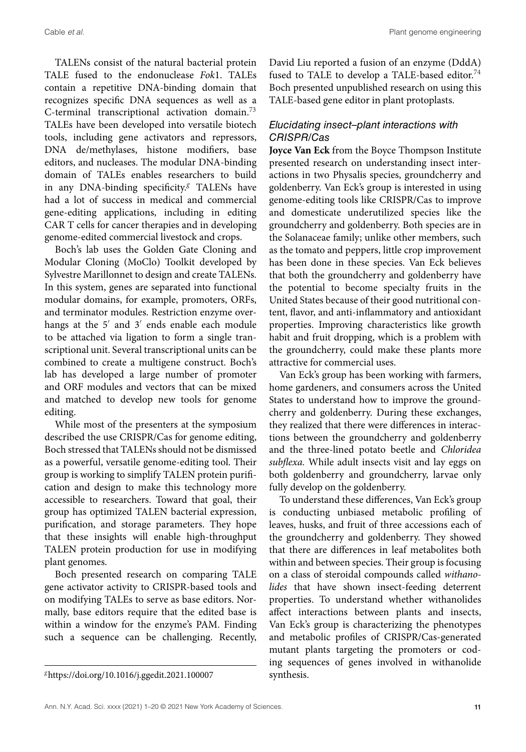TALENs consist of the natural bacterial protein TALE fused to the endonuclease *Fok*1. TALEs contain a repetitive DNA-binding domain that recognizes specific DNA sequences as well as a C-terminal transcriptional activation domain.[73] TALEs have been developed into versatile biotech tools, including gene activators and repressors, DNA de/methylases, histone modifiers, base editors, and nucleases. The modular DNA-binding domain of TALEs enables researchers to build in any DNA-binding specificity.[g] TALENs have had a lot of success in medical and commercial gene-editing applications, including in editing CAR T cells for cancer therapies and in developing genome-edited commercial livestock and crops.

Boch's lab uses the Golden Gate Cloning and Modular Cloning (MoClo) Toolkit developed by Sylvestre Marillonnet to design and create TALENs. In this system, genes are separated into functional modular domains, for example, promoters, ORFs, and terminator modules. Restriction enzyme overhangs at the 5′ and 3′ ends enable each module to be attached via ligation to form a single transcriptional unit. Several transcriptional units can be combined to create a multigene construct. Boch's lab has developed a large number of promoter and ORF modules and vectors that can be mixed and matched to develop new tools for genome editing.

While most of the presenters at the symposium described the use CRISPR/Cas for genome editing, Boch stressed that TALENs should not be dismissed as a powerful, versatile genome-editing tool. Their group is working to simplify TALEN protein purification and design to make this technology more accessible to researchers. Toward that goal, their group has optimized TALEN bacterial expression, purification, and storage parameters. They hope that these insights will enable high-throughput TALEN protein production for use in modifying plant genomes.

Boch presented research on comparing TALE gene activator activity to CRISPR-based tools and on modifying TALEs to serve as base editors. Normally, base editors require that the edited base is within a window for the enzyme's PAM. Finding such a sequence can be challenging. Recently, David Liu reported a fusion of an enzyme (DddA) fused to TALE to develop a TALE-based editor.[74] Boch presented unpublished research on using this TALE-based gene editor in plant protoplasts.

### *Elucidating insect–plant interactions with CRISPR/Cas*

**Joyce Van Eck** from the Boyce Thompson Institute presented research on understanding insect interactions in two Physalis species, groundcherry and goldenberry. Van Eck's group is interested in using genome-editing tools like CRISPR/Cas to improve and domesticate underutilized species like the groundcherry and goldenberry. Both species are in the Solanaceae family; unlike other members, such as the tomato and peppers, little crop improvement has been done in these species. Van Eck believes that both the groundcherry and goldenberry have the potential to become specialty fruits in the United States because of their good nutritional content, flavor, and anti-inflammatory and antioxidant properties. Improving characteristics like growth habit and fruit dropping, which is a problem with the groundcherry, could make these plants more attractive for commercial uses.

Van Eck's group has been working with farmers, home gardeners, and consumers across the United States to understand how to improve the groundcherry and goldenberry. During these exchanges, they realized that there were differences in interactions between the groundcherry and goldenberry and the three-lined potato beetle and *Chloridea subflexa*. While adult insects visit and lay eggs on both goldenberry and groundcherry, larvae only fully develop on the goldenberry.

To understand these differences, Van Eck's group is conducting unbiased metabolic profiling of leaves, husks, and fruit of three accessions each of the groundcherry and goldenberry. They showed that there are differences in leaf metabolites both within and between species. Their group is focusing on a class of steroidal compounds called *withanolides* that have shown insect-feeding deterrent properties. To understand whether withanolides affect interactions between plants and insects, Van Eck's group is characterizing the phenotypes and metabolic profiles of CRISPR/Cas-generated mutant plants targeting the promoters or coding sequences of genes involved in withanolide synthesis.

[g] https://doi.org/10.1016/j.ggedit.2021.100007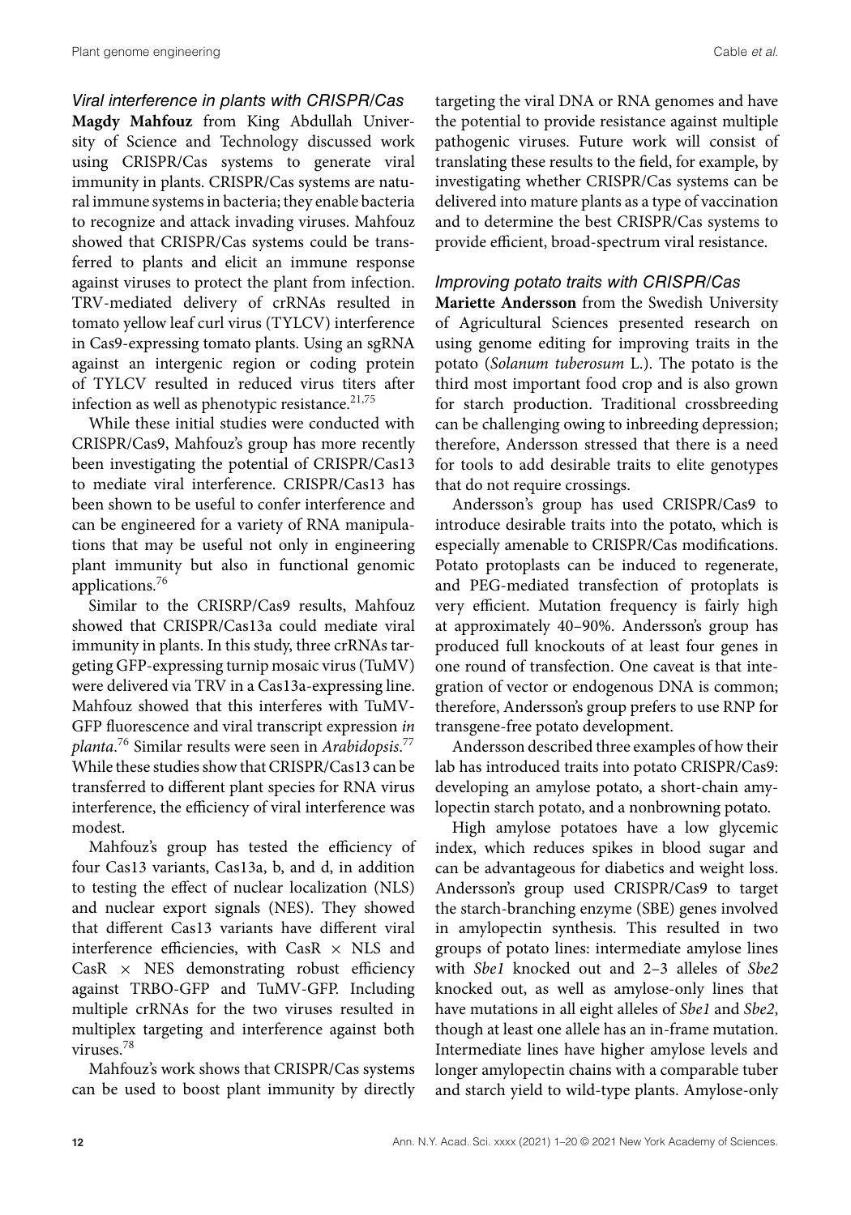### Viral interference in plants with CRISPR/Cas

**Magdy Mahfouz** from King Abdullah University of Science and Technology discussed work using CRISPR/Cas systems to generate viral immunity in plants. CRISPR/Cas systems are natural immune systems in bacteria; they enable bacteria to recognize and attack invading viruses. Mahfouz showed that CRISPR/Cas systems could be transferred to plants and elicit an immune response against viruses to protect the plant from infection. TRV-mediated delivery of crRNAs resulted in tomato yellow leaf curl virus (TYLCV) interference in Cas9-expressing tomato plants. Using an sgRNA against an intergenic region or coding protein of TYLCV resulted in reduced virus titers after infection as well as phenotypic resistance.[21,75]

While these initial studies were conducted with CRISPR/Cas9, Mahfouz's group has more recently been investigating the potential of CRISPR/Cas13 to mediate viral interference. CRISPR/Cas13 has been shown to be useful to confer interference and can be engineered for a variety of RNA manipulations that may be useful not only in engineering plant immunity but also in functional genomic applications.[76]

Similar to the CRISRP/Cas9 results, Mahfouz showed that CRISPR/Cas13a could mediate viral immunity in plants. In this study, three crRNAs targeting GFP-expressing turnip mosaic virus (TuMV) were delivered via TRV in a Cas13a-expressing line. Mahfouz showed that this interferes with TuMV-GFP fluorescence and viral transcript expression *in planta*.[76] Similar results were seen in *Arabidopsis*.[77] While these studies show that CRISPR/Cas13 can be transferred to different plant species for RNA virus interference, the efficiency of viral interference was modest.

Mahfouz's group has tested the efficiency of four Cas13 variants, Cas13a, b, and d, in addition to testing the effect of nuclear localization (NLS) and nuclear export signals (NES). They showed that different Cas13 variants have different viral interference efficiencies, with CasR × NLS and CasR × NES demonstrating robust efficiency against TRBO-GFP and TuMV-GFP. Including multiple crRNAs for the two viruses resulted in multiplex targeting and interference against both viruses.[78]

Mahfouz's work shows that CRISPR/Cas systems can be used to boost plant immunity by directly targeting the viral DNA or RNA genomes and have the potential to provide resistance against multiple pathogenic viruses. Future work will consist of translating these results to the field, for example, by investigating whether CRISPR/Cas systems can be delivered into mature plants as a type of vaccination and to determine the best CRISPR/Cas systems to provide efficient, broad-spectrum viral resistance.

### Improving potato traits with CRISPR/Cas

**Mariette Andersson** from the Swedish University of Agricultural Sciences presented research on using genome editing for improving traits in the potato (*Solanum tuberosum* L.). The potato is the third most important food crop and is also grown for starch production. Traditional crossbreeding can be challenging owing to inbreeding depression; therefore, Andersson stressed that there is a need for tools to add desirable traits to elite genotypes that do not require crossings.

Andersson's group has used CRISPR/Cas9 to introduce desirable traits into the potato, which is especially amenable to CRISPR/Cas modifications. Potato protoplasts can be induced to regenerate, and PEG-mediated transfection of protoplats is very efficient. Mutation frequency is fairly high at approximately 40–90%. Andersson's group has produced full knockouts of at least four genes in one round of transfection. One caveat is that integration of vector or endogenous DNA is common; therefore, Andersson's group prefers to use RNP for transgene-free potato development.

Andersson described three examples of how their lab has introduced traits into potato CRISPR/Cas9: developing an amylose potato, a short-chain amylopectin starch potato, and a nonbrowning potato.

High amylose potatoes have a low glycemic index, which reduces spikes in blood sugar and can be advantageous for diabetics and weight loss. Andersson's group used CRISPR/Cas9 to target the starch-branching enzyme (SBE) genes involved in amylopectin synthesis. This resulted in two groups of potato lines: intermediate amylose lines with *Sbe1* knocked out and 2–3 alleles of *Sbe2* knocked out, as well as amylose-only lines that have mutations in all eight alleles of *Sbe1* and *Sbe2*, though at least one allele has an in-frame mutation. Intermediate lines have higher amylose levels and longer amylopectin chains with a comparable tuber and starch yield to wild-type plants. Amylose-only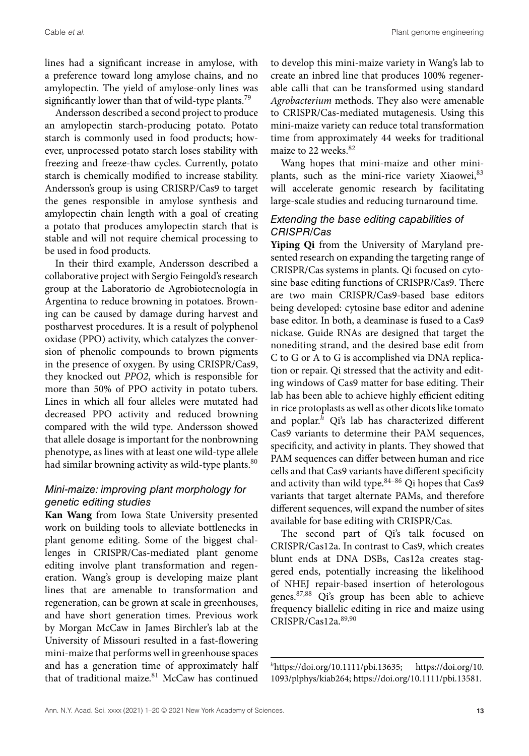lines had a significant increase in amylose, with a preference toward long amylose chains, and no amylopectin. The yield of amylose-only lines was significantly lower than that of wild-type plants.[79]

Andersson described a second project to produce an amylopectin starch-producing potato. Potato starch is commonly used in food products; however, unprocessed potato starch loses stability with freezing and freeze-thaw cycles. Currently, potato starch is chemically modified to increase stability. Andersson's group is using CRISRP/Cas9 to target the genes responsible in amylose synthesis and amylopectin chain length with a goal of creating a potato that produces amylopectin starch that is stable and will not require chemical processing to be used in food products.

In their third example, Andersson described a collaborative project with Sergio Feingold's research group at the Laboratorio de Agrobiotecnología in Argentina to reduce browning in potatoes. Browning can be caused by damage during harvest and postharvest procedures. It is a result of polyphenol oxidase (PPO) activity, which catalyzes the conversion of phenolic compounds to brown pigments in the presence of oxygen. By using CRISPR/Cas9, they knocked out *PPO2*, which is responsible for more than 50% of PPO activity in potato tubers. Lines in which all four alleles were mutated had decreased PPO activity and reduced browning compared with the wild type. Andersson showed that allele dosage is important for the nonbrowning phenotype, as lines with at least one wild-type allele had similar browning activity as wild-type plants.[80]

### *Mini-maize: improving plant morphology for genetic editing studies*

**Kan Wang** from Iowa State University presented work on building tools to alleviate bottlenecks in plant genome editing. Some of the biggest challenges in CRISPR/Cas-mediated plant genome editing involve plant transformation and regeneration. Wang's group is developing maize plant lines that are amenable to transformation and regeneration, can be grown at scale in greenhouses, and have short generation times. Previous work by Morgan McCaw in James Birchler's lab at the University of Missouri resulted in a fast-flowering mini-maize that performs well in greenhouse spaces and has a generation time of approximately half that of traditional maize.[81] McCaw has continued to develop this mini-maize variety in Wang's lab to create an inbred line that produces 100% regenerable calli that can be transformed using standard *Agrobacterium* methods. They also were amenable to CRISPR/Cas-mediated mutagenesis. Using this mini-maize variety can reduce total transformation time from approximately 44 weeks for traditional maize to 22 weeks.[82]

Wang hopes that mini-maize and other mini-plants, such as the mini-rice variety Xiaowei,[83] will accelerate genomic research by facilitating large-scale studies and reducing turnaround time.

### *Extending the base editing capabilities of CRISPR/Cas*

**Yiping Qi** from the University of Maryland presented research on expanding the targeting range of CRISPR/Cas systems in plants. Qi focused on cytosine base editing functions of CRISPR/Cas9. There are two main CRISPR/Cas9-based base editors being developed: cytosine base editor and adenine base editor. In both, a deaminase is fused to a Cas9 nickase. Guide RNAs are designed that target the nonediting strand, and the desired base edit from C to G or A to G is accomplished via DNA replication or repair. Qi stressed that the activity and editing windows of Cas9 matter for base editing. Their lab has been able to achieve highly efficient editing in rice protoplasts as well as other dicots like tomato and poplar.[h] Qi's lab has characterized different Cas9 variants to determine their PAM sequences, specificity, and activity in plants. They showed that PAM sequences can differ between human and rice cells and that Cas9 variants have different specificity and activity than wild type.[84–86] Qi hopes that Cas9 variants that target alternate PAMs, and therefore different sequences, will expand the number of sites available for base editing with CRISPR/Cas.

The second part of Qi's talk focused on CRISPR/Cas12a. In contrast to Cas9, which creates blunt ends at DNA DSBs, Cas12a creates staggered ends, potentially increasing the likelihood of NHEJ repair-based insertion of heterologous genes.[87,88] Qi's group has been able to achieve frequency biallelic editing in rice and maize using CRISPR/Cas12a.[89,90]

---

[h] https://doi.org/10.1111/pbi.13635; https://doi.org/10.1093/plphys/kiab264; https://doi.org/10.1111/pbi.13581.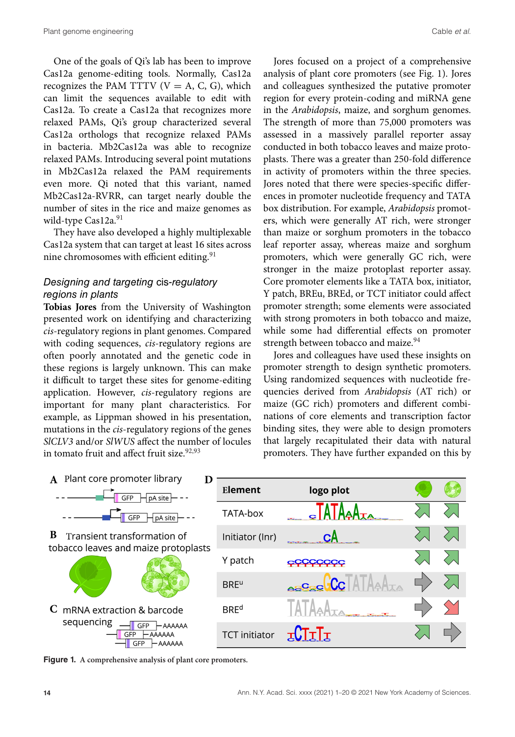One of the goals of Qi's lab has been to improve Cas12a genome-editing tools. Normally, Cas12a recognizes the PAM TTTV (V = A, C, G), which can limit the sequences available to edit with Cas12a. To create a Cas12a that recognizes more relaxed PAMs, Qi's group characterized several Cas12a orthologs that recognize relaxed PAMs in bacteria. Mb2Cas12a was able to recognize relaxed PAMs. Introducing several point mutations in Mb2Cas12a relaxed the PAM requirements even more. Qi noted that this variant, named Mb2Cas12a-RVRR, can target nearly double the number of sites in the rice and maize genomes as wild-type Cas12a.[91]

They have also developed a highly multiplexable Cas12a system that can target at least 16 sites across nine chromosomes with efficient editing.[91]

### *Designing and targeting* cis*-regulatory regions in plants*

**Tobias Jores** from the University of Washington presented work on identifying and characterizing *cis*-regulatory regions in plant genomes. Compared with coding sequences, *cis*-regulatory regions are often poorly annotated and the genetic code in these regions is largely unknown. This can make it difficult to target these sites for genome-editing application. However, *cis*-regulatory regions are important for many plant characteristics. For example, as Lippman showed in his presentation, mutations in the *cis*-regulatory regions of the genes *SlCLV3* and/or *SlWUS* affect the number of locules in tomato fruit and affect fruit size.[92,93]

Jores focused on a project of a comprehensive analysis of plant core promoters (see Fig. 1). Jores and colleagues synthesized the putative promoter region for every protein-coding and miRNA gene in the *Arabidopsis*, maize, and sorghum genomes. The strength of more than 75,000 promoters was assessed in a massively parallel reporter assay conducted in both tobacco leaves and maize protoplasts. There was a greater than 250-fold difference in activity of promoters within the three species. Jores noted that there were species-specific differences in promoter nucleotide frequency and TATA box distribution. For example, *Arabidopsis* promoters, which were generally AT rich, were stronger than maize or sorghum promoters in the tobacco leaf reporter assay, whereas maize and sorghum promoters, which were generally GC rich, were stronger in the maize protoplast reporter assay. Core promoter elements like a TATA box, initiator, Y patch, BREu, BREd, or TCT initiator could affect promoter strength; some elements were associated with strong promoters in both tobacco and maize, while some had differential effects on promoter strength between tobacco and maize.[94]

Jores and colleagues have used these insights on promoter strength to design synthetic promoters. Using randomized sequences with nucleotide frequencies derived from *Arabidopsis* (AT rich) or maize (GC rich) promoters and different combinations of core elements and transcription factor binding sites, they were able to design promoters that largely recapitulated their data with natural promoters. They have further expanded on this by

**A** Plant core promoter library

**B** Transient transformation of tobacco leaves and maize protoplasts

**C** mRNA extraction & barcode sequencing

**D**

| Element | logo plot | Tobacco | Maize |
|---|---|---|---|
| TATA-box | TATAAA | ↗ | ↗ |
| Initiator (Inr) | CA | ↗ | ↗ |
| Y patch | CCCCCCCC | ↗ | ↗ |
| BRE$^u$ | GCCTATAAA | → | ↗ |
| BRE$^d$ | TATAAA | → | ↘ |
| TCT initiator | CTTT | ↗ | → |

**Figure 1.** A comprehensive analysis of plant core promoters.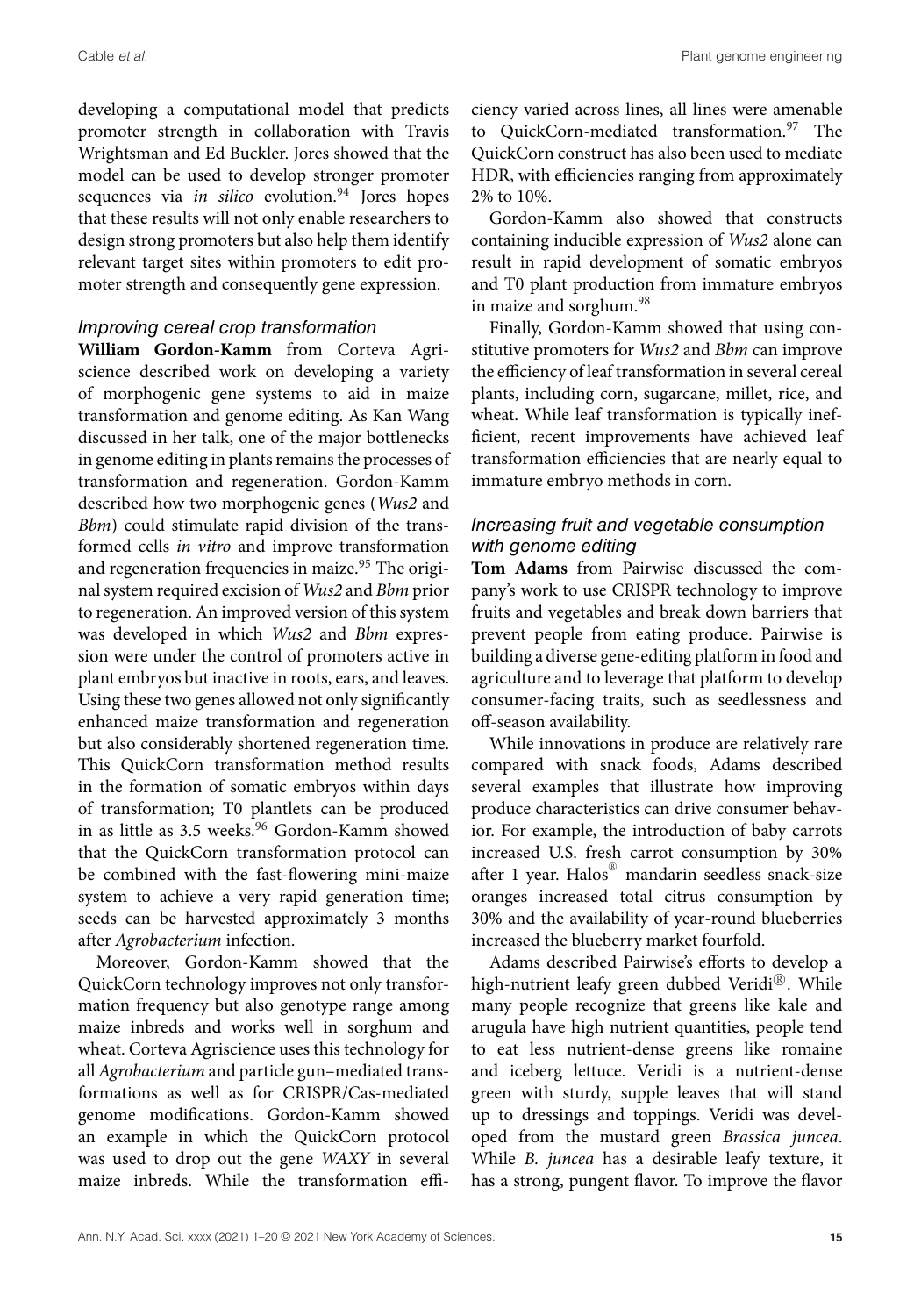developing a computational model that predicts promoter strength in collaboration with Travis Wrightsman and Ed Buckler. Jores showed that the model can be used to develop stronger promoter sequences via *in silico* evolution.[94] Jores hopes that these results will not only enable researchers to design strong promoters but also help them identify relevant target sites within promoters to edit promoter strength and consequently gene expression.

### *Improving cereal crop transformation*

**William Gordon-Kamm** from Corteva Agriscience described work on developing a variety of morphogenic gene systems to aid in maize transformation and genome editing. As Kan Wang discussed in her talk, one of the major bottlenecks in genome editing in plants remains the processes of transformation and regeneration. Gordon-Kamm described how two morphogenic genes (*Wus2* and *Bbm*) could stimulate rapid division of the transformed cells *in vitro* and improve transformation and regeneration frequencies in maize.[95] The original system required excision of *Wus2* and *Bbm* prior to regeneration. An improved version of this system was developed in which *Wus2* and *Bbm* expression were under the control of promoters active in plant embryos but inactive in roots, ears, and leaves. Using these two genes allowed not only significantly enhanced maize transformation and regeneration but also considerably shortened regeneration time. This QuickCorn transformation method results in the formation of somatic embryos within days of transformation; T0 plantlets can be produced in as little as 3.5 weeks.[96] Gordon-Kamm showed that the QuickCorn transformation protocol can be combined with the fast-flowering mini-maize system to achieve a very rapid generation time; seeds can be harvested approximately 3 months after *Agrobacterium* infection.

Moreover, Gordon-Kamm showed that the QuickCorn technology improves not only transformation frequency but also genotype range among maize inbreds and works well in sorghum and wheat. Corteva Agriscience uses this technology for all *Agrobacterium* and particle gun–mediated transformations as well as for CRISPR/Cas-mediated genome modifications. Gordon-Kamm showed an example in which the QuickCorn protocol was used to drop out the gene *WAXY* in several maize inbreds. While the transformation efficiency varied across lines, all lines were amenable to QuickCorn-mediated transformation.[97] The QuickCorn construct has also been used to mediate HDR, with efficiencies ranging from approximately 2% to 10%.

Gordon-Kamm also showed that constructs containing inducible expression of *Wus2* alone can result in rapid development of somatic embryos and T0 plant production from immature embryos in maize and sorghum.[98]

Finally, Gordon-Kamm showed that using constitutive promoters for *Wus2* and *Bbm* can improve the efficiency of leaf transformation in several cereal plants, including corn, sugarcane, millet, rice, and wheat. While leaf transformation is typically inefficient, recent improvements have achieved leaf transformation efficiencies that are nearly equal to immature embryo methods in corn.

### *Increasing fruit and vegetable consumption with genome editing*

**Tom Adams** from Pairwise discussed the company's work to use CRISPR technology to improve fruits and vegetables and break down barriers that prevent people from eating produce. Pairwise is building a diverse gene-editing platform in food and agriculture and to leverage that platform to develop consumer-facing traits, such as seedlessness and off-season availability.

While innovations in produce are relatively rare compared with snack foods, Adams described several examples that illustrate how improving produce characteristics can drive consumer behavior. For example, the introduction of baby carrots increased U.S. fresh carrot consumption by 30% after 1 year. Halos® mandarin seedless snack-size oranges increased total citrus consumption by 30% and the availability of year-round blueberries increased the blueberry market fourfold.

Adams described Pairwise's efforts to develop a high-nutrient leafy green dubbed Veridi®. While many people recognize that greens like kale and arugula have high nutrient quantities, people tend to eat less nutrient-dense greens like romaine and iceberg lettuce. Veridi is a nutrient-dense green with sturdy, supple leaves that will stand up to dressings and toppings. Veridi was developed from the mustard green *Brassica juncea*. While *B. juncea* has a desirable leafy texture, it has a strong, pungent flavor. To improve the flavor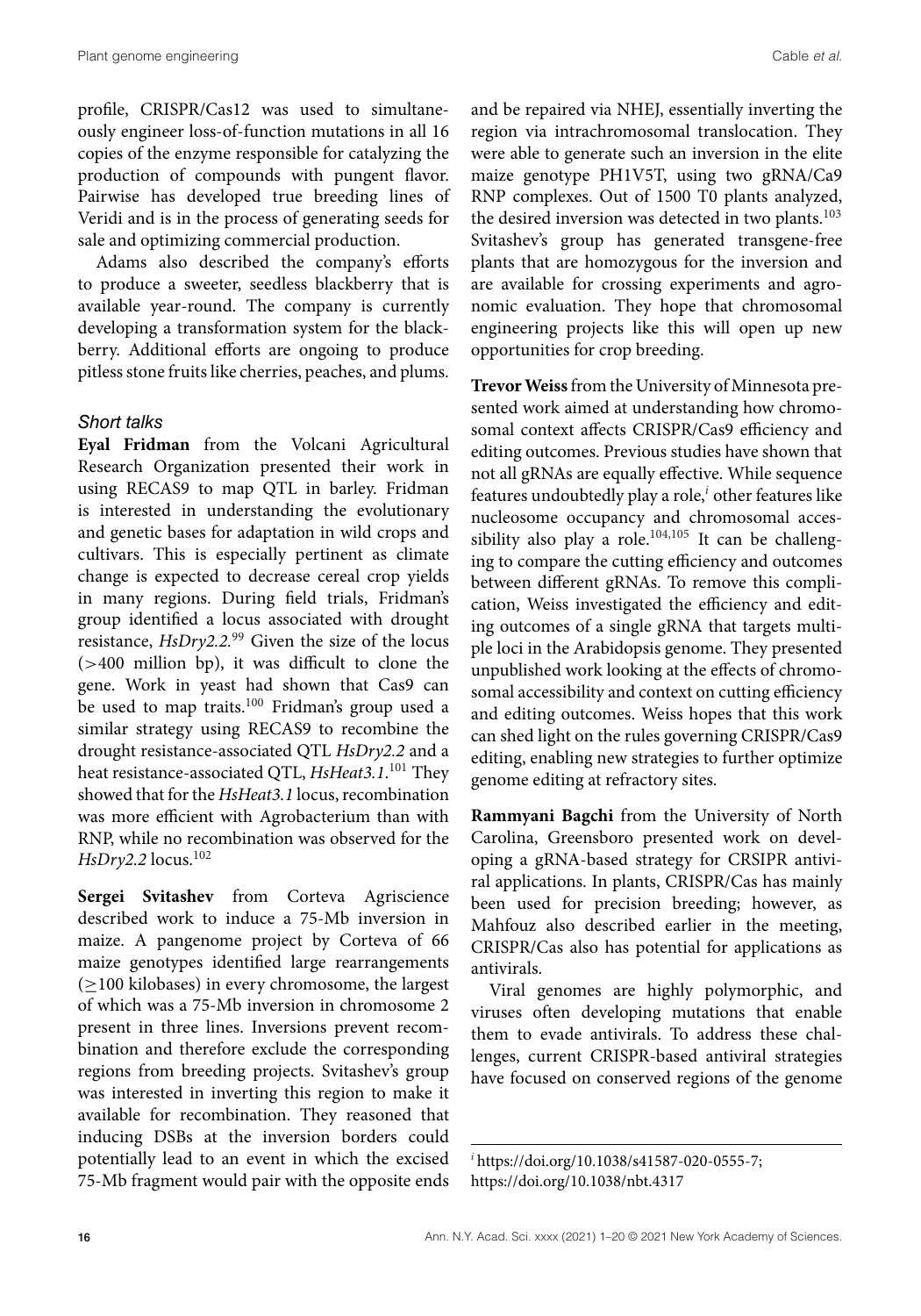profile, CRISPR/Cas12 was used to simultaneously engineer loss-of-function mutations in all 16 copies of the enzyme responsible for catalyzing the production of compounds with pungent flavor. Pairwise has developed true breeding lines of Veridi and is in the process of generating seeds for sale and optimizing commercial production.

Adams also described the company's efforts to produce a sweeter, seedless blackberry that is available year-round. The company is currently developing a transformation system for the blackberry. Additional efforts are ongoing to produce pitless stone fruits like cherries, peaches, and plums.

### *Short talks*

**Eyal Fridman** from the Volcani Agricultural Research Organization presented their work in using RECAS9 to map QTL in barley. Fridman is interested in understanding the evolutionary and genetic bases for adaptation in wild crops and cultivars. This is especially pertinent as climate change is expected to decrease cereal crop yields in many regions. During field trials, Fridman's group identified a locus associated with drought resistance, *HsDry2.2*.[99] Given the size of the locus (>400 million bp), it was difficult to clone the gene. Work in yeast had shown that Cas9 can be used to map traits.[100] Fridman's group used a similar strategy using RECAS9 to recombine the drought resistance-associated QTL *HsDry2.2* and a heat resistance-associated QTL, *HsHeat3.1*.[101] They showed that for the *HsHeat3.1* locus, recombination was more efficient with Agrobacterium than with RNP, while no recombination was observed for the *HsDry2.2* locus.[102]

**Sergei Svitashev** from Corteva Agriscience described work to induce a 75-Mb inversion in maize. A pangenome project by Corteva of 66 maize genotypes identified large rearrangements (≥100 kilobases) in every chromosome, the largest of which was a 75-Mb inversion in chromosome 2 present in three lines. Inversions prevent recombination and therefore exclude the corresponding regions from breeding projects. Svitashev's group was interested in inverting this region to make it available for recombination. They reasoned that inducing DSBs at the inversion borders could potentially lead to an event in which the excised 75-Mb fragment would pair with the opposite ends and be repaired via NHEJ, essentially inverting the region via intrachromosomal translocation. They were able to generate such an inversion in the elite maize genotype PH1V5T, using two gRNA/Ca9 RNP complexes. Out of 1500 T0 plants analyzed, the desired inversion was detected in two plants.[103] Svitashev's group has generated transgene-free plants that are homozygous for the inversion and are available for crossing experiments and agronomic evaluation. They hope that chromosomal engineering projects like this will open up new opportunities for crop breeding.

**Trevor Weiss** from the University of Minnesota presented work aimed at understanding how chromosomal context affects CRISPR/Cas9 efficiency and editing outcomes. Previous studies have shown that not all gRNAs are equally effective. While sequence features undoubtedly play a role,[i] other features like nucleosome occupancy and chromosomal accessibility also play a role.[104,105] It can be challenging to compare the cutting efficiency and outcomes between different gRNAs. To remove this complication, Weiss investigated the efficiency and editing outcomes of a single gRNA that targets multiple loci in the Arabidopsis genome. They presented unpublished work looking at the effects of chromosomal accessibility and context on cutting efficiency and editing outcomes. Weiss hopes that this work can shed light on the rules governing CRISPR/Cas9 editing, enabling new strategies to further optimize genome editing at refractory sites.

**Rammyani Bagchi** from the University of North Carolina, Greensboro presented work on developing a gRNA-based strategy for CRSIPR antiviral applications. In plants, CRISPR/Cas has mainly been used for precision breeding; however, as Mahfouz also described earlier in the meeting, CRISPR/Cas also has potential for applications as antivirals.

Viral genomes are highly polymorphic, and viruses often developing mutations that enable them to evade antivirals. To address these challenges, current CRISPR-based antiviral strategies have focused on conserved regions of the genome

---

[i] https://doi.org/10.1038/s41587-020-0555-7; https://doi.org/10.1038/nbt.4317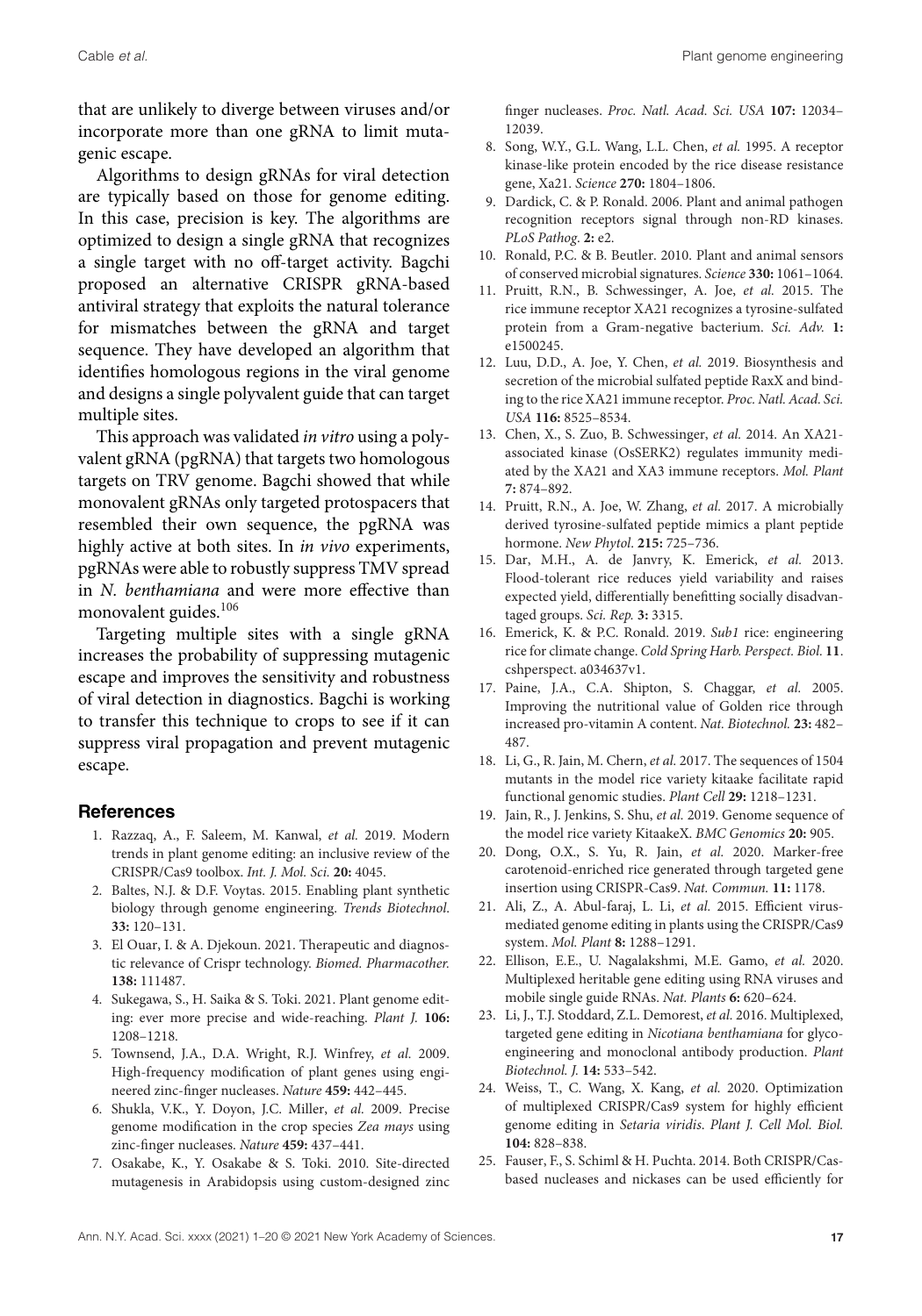that are unlikely to diverge between viruses and/or incorporate more than one gRNA to limit mutagenic escape.

Algorithms to design gRNAs for viral detection are typically based on those for genome editing. In this case, precision is key. The algorithms are optimized to design a single gRNA that recognizes a single target with no off-target activity. Bagchi proposed an alternative CRISPR gRNA-based antiviral strategy that exploits the natural tolerance for mismatches between the gRNA and target sequence. They have developed an algorithm that identifies homologous regions in the viral genome and designs a single polyvalent guide that can target multiple sites.

This approach was validated *in vitro* using a polyvalent gRNA (pgRNA) that targets two homologous targets on TRV genome. Bagchi showed that while monovalent gRNAs only targeted protospacers that resembled their own sequence, the pgRNA was highly active at both sites. In *in vivo* experiments, pgRNAs were able to robustly suppress TMV spread in *N. benthamiana* and were more effective than monovalent guides.[106]

Targeting multiple sites with a single gRNA increases the probability of suppressing mutagenic escape and improves the sensitivity and robustness of viral detection in diagnostics. Bagchi is working to transfer this technique to crops to see if it can suppress viral propagation and prevent mutagenic escape.

## References

1. Razzaq, A., F. Saleem, M. Kanwal, *et al.* 2019. Modern trends in plant genome editing: an inclusive review of the CRISPR/Cas9 toolbox. *Int. J. Mol. Sci.* **20:** 4045.
2. Baltes, N.J. & D.F. Voytas. 2015. Enabling plant synthetic biology through genome engineering. *Trends Biotechnol.* **33:** 120–131.
3. El Ouar, I. & A. Djekoun. 2021. Therapeutic and diagnostic relevance of Crispr technology. *Biomed. Pharmacother.* **138:** 111487.
4. Sukegawa, S., H. Saika & S. Toki. 2021. Plant genome editing: ever more precise and wide-reaching. *Plant J.* **106:** 1208–1218.
5. Townsend, J.A., D.A. Wright, R.J. Winfrey, *et al.* 2009. High-frequency modification of plant genes using engineered zinc-finger nucleases. *Nature* **459:** 442–445.
6. Shukla, V.K., Y. Doyon, J.C. Miller, *et al.* 2009. Precise genome modification in the crop species *Zea mays* using zinc-finger nucleases. *Nature* **459:** 437–441.
7. Osakabe, K., Y. Osakabe & S. Toki. 2010. Site-directed mutagenesis in Arabidopsis using custom-designed zinc finger nucleases. *Proc. Natl. Acad. Sci. USA* **107:** 12034–12039.
8. Song, W.Y., G.L. Wang, L.L. Chen, *et al.* 1995. A receptor kinase-like protein encoded by the rice disease resistance gene, Xa21. *Science* **270:** 1804–1806.
9. Dardick, C. & P. Ronald. 2006. Plant and animal pathogen recognition receptors signal through non-RD kinases. *PLoS Pathog.* **2:** e2.
10. Ronald, P.C. & B. Beutler. 2010. Plant and animal sensors of conserved microbial signatures. *Science* **330:** 1061–1064.
11. Pruitt, R.N., B. Schwessinger, A. Joe, *et al.* 2015. The rice immune receptor XA21 recognizes a tyrosine-sulfated protein from a Gram-negative bacterium. *Sci. Adv.* **1:** e1500245.
12. Luu, D.D., A. Joe, Y. Chen, *et al.* 2019. Biosynthesis and secretion of the microbial sulfated peptide RaxX and binding to the rice XA21 immune receptor. *Proc. Natl. Acad. Sci. USA* **116:** 8525–8534.
13. Chen, X., S. Zuo, B. Schwessinger, *et al.* 2014. An XA21-associated kinase (OsSERK2) regulates immunity mediated by the XA21 and XA3 immune receptors. *Mol. Plant* **7:** 874–892.
14. Pruitt, R.N., A. Joe, W. Zhang, *et al.* 2017. A microbially derived tyrosine-sulfated peptide mimics a plant peptide hormone. *New Phytol.* **215:** 725–736.
15. Dar, M.H., A. de Janvry, K. Emerick, *et al.* 2013. Flood-tolerant rice reduces yield variability and raises expected yield, differentially benefitting socially disadvantaged groups. *Sci. Rep.* **3:** 3315.
16. Emerick, K. & P.C. Ronald. 2019. *Sub1* rice: engineering rice for climate change. *Cold Spring Harb. Perspect. Biol.* **11**. cshperspect. a034637v1.
17. Paine, J.A., C.A. Shipton, S. Chaggar, *et al.* 2005. Improving the nutritional value of Golden rice through increased pro-vitamin A content. *Nat. Biotechnol.* **23:** 482–487.
18. Li, G., R. Jain, M. Chern, *et al.* 2017. The sequences of 1504 mutants in the model rice variety kitaake facilitate rapid functional genomic studies. *Plant Cell* **29:** 1218–1231.
19. Jain, R., J. Jenkins, S. Shu, *et al.* 2019. Genome sequence of the model rice variety KitaakeX. *BMC Genomics* **20:** 905.
20. Dong, O.X., S. Yu, R. Jain, *et al.* 2020. Marker-free carotenoid-enriched rice generated through targeted gene insertion using CRISPR-Cas9. *Nat. Commun.* **11:** 1178.
21. Ali, Z., A. Abul-faraj, L. Li, *et al.* 2015. Efficient virus-mediated genome editing in plants using the CRISPR/Cas9 system. *Mol. Plant* **8:** 1288–1291.
22. Ellison, E.E., U. Nagalakshmi, M.E. Gamo, *et al.* 2020. Multiplexed heritable gene editing using RNA viruses and mobile single guide RNAs. *Nat. Plants* **6:** 620–624.
23. Li, J., T.J. Stoddard, Z.L. Demorest, *et al.* 2016. Multiplexed, targeted gene editing in *Nicotiana benthamiana* for glyco-engineering and monoclonal antibody production. *Plant Biotechnol. J.* **14:** 533–542.
24. Weiss, T., C. Wang, X. Kang, *et al.* 2020. Optimization of multiplexed CRISPR/Cas9 system for highly efficient genome editing in *Setaria viridis*. *Plant J. Cell Mol. Biol.* **104:** 828–838.
25. Fauser, F., S. Schiml & H. Puchta. 2014. Both CRISPR/Cas-based nucleases and nickases can be used efficiently for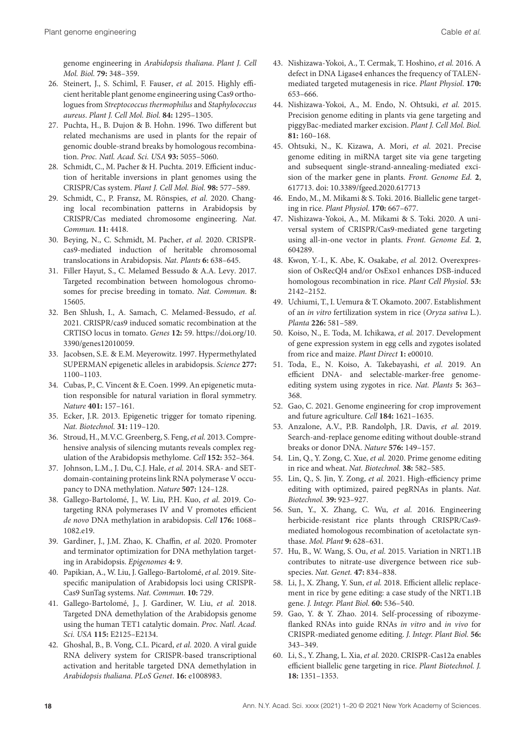genome engineering in *Arabidopsis thaliana*. *Plant J. Cell Mol. Biol.* **79:** 348–359.

26. Steinert, J., S. Schiml, F. Fauser, *et al.* 2015. Highly efficient heritable plant genome engineering using Cas9 orthologues from *Streptococcus thermophilus* and *Staphylococcus aureus*. *Plant J. Cell Mol. Biol.* **84:** 1295–1305.
27. Puchta, H., B. Dujon & B. Hohn. 1996. Two different but related mechanisms are used in plants for the repair of genomic double-strand breaks by homologous recombination. *Proc. Natl. Acad. Sci. USA* **93:** 5055–5060.
28. Schmidt, C., M. Pacher & H. Puchta. 2019. Efficient induction of heritable inversions in plant genomes using the CRISPR/Cas system. *Plant J. Cell Mol. Biol.* **98:** 577–589.
29. Schmidt, C., P. Fransz, M. Rönspies, *et al.* 2020. Changing local recombination patterns in Arabidopsis by CRISPR/Cas mediated chromosome engineering. *Nat. Commun.* **11:** 4418.
30. Beying, N., C. Schmidt, M. Pacher, *et al.* 2020. CRISPR-cas9-mediated induction of heritable chromosomal translocations in Arabidopsis. *Nat. Plants* **6:** 638–645.
31. Filler Hayut, S., C. Melamed Bessudo & A.A. Levy. 2017. Targeted recombination between homologous chromosomes for precise breeding in tomato. *Nat. Commun.* **8:** 15605.
32. Ben Shlush, I., A. Samach, C. Melamed-Bessudo, *et al.* 2021. CRISPR/cas9 induced somatic recombination at the CRTISO locus in tomato. *Genes* **12:** 59. https://doi.org/10.3390/genes12010059.
33. Jacobsen, S.E. & E.M. Meyerowitz. 1997. Hypermethylated SUPERMAN epigenetic alleles in arabidopsis. *Science* **277:** 1100–1103.
34. Cubas, P., C. Vincent & E. Coen. 1999. An epigenetic mutation responsible for natural variation in floral symmetry. *Nature* **401:** 157–161.
35. Ecker, J.R. 2013. Epigenetic trigger for tomato ripening. *Nat. Biotechnol.* **31:** 119–120.
36. Stroud, H., M.V.C. Greenberg, S. Feng, *et al.* 2013. Comprehensive analysis of silencing mutants reveals complex regulation of the Arabidopsis methylome. *Cell* **152:** 352–364.
37. Johnson, L.M., J. Du, C.J. Hale, *et al.* 2014. SRA- and SET-domain-containing proteins link RNA polymerase V occupancy to DNA methylation. *Nature* **507:** 124–128.
38. Gallego-Bartolomé, J., W. Liu, P.H. Kuo, *et al.* 2019. Co-targeting RNA polymerases IV and V promotes efficient *de novo* DNA methylation in arabidopsis. *Cell* **176:** 1068–1082.e19.
39. Gardiner, J., J.M. Zhao, K. Chaffin, *et al.* 2020. Promoter and terminator optimization for DNA methylation targeting in Arabidopsis. *Epigenomes* **4:** 9.
40. Papikian, A., W. Liu, J. Gallego-Bartolomé, *et al.* 2019. Site-specific manipulation of Arabidopsis loci using CRISPR-Cas9 SunTag systems. *Nat. Commun.* **10:** 729.
41. Gallego-Bartolomé, J., J. Gardiner, W. Liu, *et al.* 2018. Targeted DNA demethylation of the Arabidopsis genome using the human TET1 catalytic domain. *Proc. Natl. Acad. Sci. USA* **115:** E2125–E2134.
42. Ghoshal, B., B. Vong, C.L. Picard, *et al.* 2020. A viral guide RNA delivery system for CRISPR-based transcriptional activation and heritable targeted DNA demethylation in *Arabidopsis thaliana*. *PLoS Genet*. **16:** e1008983.
43. Nishizawa-Yokoi, A., T. Cermak, T. Hoshino, *et al.* 2016. A defect in DNA Ligase4 enhances the frequency of TALEN-mediated targeted mutagenesis in rice. *Plant Physiol*. **170:** 653–666.
44. Nishizawa-Yokoi, A., M. Endo, N. Ohtsuki, *et al.* 2015. Precision genome editing in plants via gene targeting and piggyBac-mediated marker excision. *Plant J. Cell Mol. Biol.* **81:** 160–168.
45. Ohtsuki, N., K. Kizawa, A. Mori, *et al.* 2021. Precise genome editing in miRNA target site via gene targeting and subsequent single-strand-annealing-mediated excision of the marker gene in plants. *Front. Genome Ed.* **2**, 617713. doi: 10.3389/fgeed.2020.617713
46. Endo, M., M. Mikami & S. Toki. 2016. Biallelic gene targeting in rice. *Plant Physiol*. **170:** 667–677.
47. Nishizawa-Yokoi, A., M. Mikami & S. Toki. 2020. A universal system of CRISPR/Cas9-mediated gene targeting using all-in-one vector in plants. *Front. Genome Ed.* **2**, 604289.
48. Kwon, Y.-I., K. Abe, K. Osakabe, *et al.* 2012. Overexpression of OsRecQl4 and/or OsExo1 enhances DSB-induced homologous recombination in rice. *Plant Cell Physiol*. **53:** 2142–2152.
49. Uchiumi, T., I. Uemura & T. Okamoto. 2007. Establishment of an *in vitro* fertilization system in rice (*Oryza sativa* L.). *Planta* **226:** 581–589.
50. Koiso, N., E. Toda, M. Ichikawa, *et al.* 2017. Development of gene expression system in egg cells and zygotes isolated from rice and maize. *Plant Direct* **1:** e00010.
51. Toda, E., N. Koiso, A. Takebayashi, *et al.* 2019. An efficient DNA- and selectable-marker-free genome-editing system using zygotes in rice. *Nat. Plants* **5:** 363–368.
52. Gao, C. 2021. Genome engineering for crop improvement and future agriculture. *Cell* **184:** 1621–1635.
53. Anzalone, A.V., P.B. Randolph, J.R. Davis, *et al.* 2019. Search-and-replace genome editing without double-strand breaks or donor DNA. *Nature* **576:** 149–157.
54. Lin, Q., Y. Zong, C. Xue, *et al.* 2020. Prime genome editing in rice and wheat. *Nat. Biotechnol.* **38:** 582–585.
55. Lin, Q., S. Jin, Y. Zong, *et al.* 2021. High-efficiency prime editing with optimized, paired pegRNAs in plants. *Nat. Biotechnol.* **39:** 923–927.
56. Sun, Y., X. Zhang, C. Wu, *et al.* 2016. Engineering herbicide-resistant rice plants through CRISPR/Cas9-mediated homologous recombination of acetolactate synthase. *Mol. Plant* **9:** 628–631.
57. Hu, B., W. Wang, S. Ou, *et al.* 2015. Variation in NRT1.1B contributes to nitrate-use divergence between rice subspecies. *Nat. Genet.* **47:** 834–838.
58. Li, J., X. Zhang, Y. Sun, *et al.* 2018. Efficient allelic replacement in rice by gene editing: a case study of the NRT1.1B gene. *J. Integr. Plant Biol.* **60:** 536–540.
59. Gao, Y. & Y. Zhao. 2014. Self-processing of ribozyme-flanked RNAs into guide RNAs *in vitro* and *in vivo* for CRISPR-mediated genome editing. *J. Integr. Plant Biol.* **56:** 343–349.
60. Li, S., Y. Zhang, L. Xia, *et al.* 2020. CRISPR-Cas12a enables efficient biallelic gene targeting in rice. *Plant Biotechnol. J.* **18:** 1351–1353.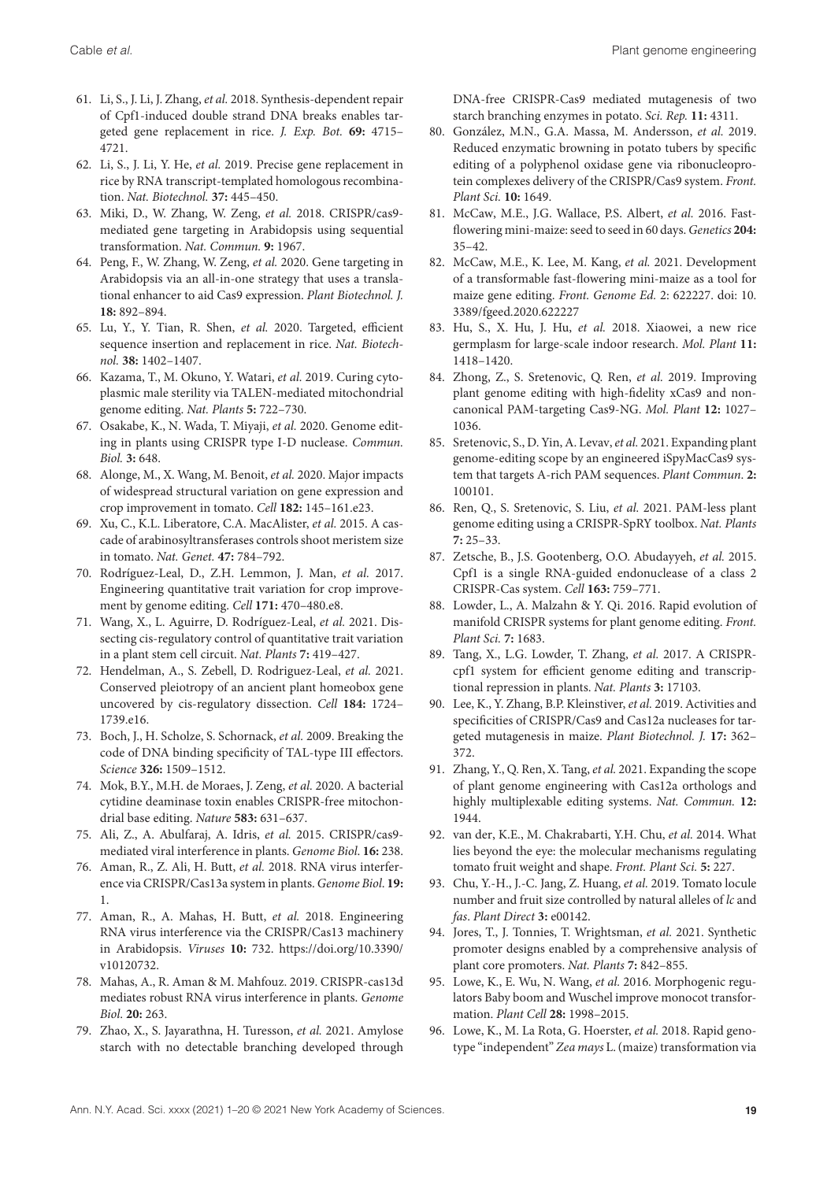61. Li, S., J. Li, J. Zhang, *et al.* 2018. Synthesis-dependent repair of Cpf1-induced double strand DNA breaks enables targeted gene replacement in rice. *J. Exp. Bot.* **69:** 4715–4721.
62. Li, S., J. Li, Y. He, *et al.* 2019. Precise gene replacement in rice by RNA transcript-templated homologous recombination. *Nat. Biotechnol.* **37:** 445–450.
63. Miki, D., W. Zhang, W. Zeng, *et al.* 2018. CRISPR/cas9-mediated gene targeting in Arabidopsis using sequential transformation. *Nat. Commun.* **9:** 1967.
64. Peng, F., W. Zhang, W. Zeng, *et al.* 2020. Gene targeting in Arabidopsis via an all-in-one strategy that uses a translational enhancer to aid Cas9 expression. *Plant Biotechnol. J.* **18:** 892–894.
65. Lu, Y., Y. Tian, R. Shen, *et al.* 2020. Targeted, efficient sequence insertion and replacement in rice. *Nat. Biotechnol.* **38:** 1402–1407.
66. Kazama, T., M. Okuno, Y. Watari, *et al.* 2019. Curing cytoplasmic male sterility via TALEN-mediated mitochondrial genome editing. *Nat. Plants* **5:** 722–730.
67. Osakabe, K., N. Wada, T. Miyaji, *et al.* 2020. Genome editing in plants using CRISPR type I-D nuclease. *Commun. Biol.* **3:** 648.
68. Alonge, M., X. Wang, M. Benoit, *et al.* 2020. Major impacts of widespread structural variation on gene expression and crop improvement in tomato. *Cell* **182:** 145–161.e23.
69. Xu, C., K.L. Liberatore, C.A. MacAlister, *et al.* 2015. A cascade of arabinosyltransferases controls shoot meristem size in tomato. *Nat. Genet.* **47:** 784–792.
70. Rodríguez-Leal, D., Z.H. Lemmon, J. Man, *et al.* 2017. Engineering quantitative trait variation for crop improvement by genome editing. *Cell* **171:** 470–480.e8.
71. Wang, X., L. Aguirre, D. Rodríguez-Leal, *et al.* 2021. Dissecting cis-regulatory control of quantitative trait variation in a plant stem cell circuit. *Nat. Plants* **7:** 419–427.
72. Hendelman, A., S. Zebell, D. Rodriguez-Leal, *et al.* 2021. Conserved pleiotropy of an ancient plant homeobox gene uncovered by cis-regulatory dissection. *Cell* **184:** 1724–1739.e16.
73. Boch, J., H. Scholze, S. Schornack, *et al.* 2009. Breaking the code of DNA binding specificity of TAL-type III effectors. *Science* **326:** 1509–1512.
74. Mok, B.Y., M.H. de Moraes, J. Zeng, *et al.* 2020. A bacterial cytidine deaminase toxin enables CRISPR-free mitochondrial base editing. *Nature* **583:** 631–637.
75. Ali, Z., A. Abulfaraj, A. Idris, *et al.* 2015. CRISPR/cas9-mediated viral interference in plants. *Genome Biol.* **16:** 238.
76. Aman, R., Z. Ali, H. Butt, *et al.* 2018. RNA virus interference via CRISPR/Cas13a system in plants. *Genome Biol.* **19:** 1.
77. Aman, R., A. Mahas, H. Butt, *et al.* 2018. Engineering RNA virus interference via the CRISPR/Cas13 machinery in Arabidopsis. *Viruses* **10:** 732. https://doi.org/10.3390/v10120732.
78. Mahas, A., R. Aman & M. Mahfouz. 2019. CRISPR-cas13d mediates robust RNA virus interference in plants. *Genome Biol.* **20:** 263.
79. Zhao, X., S. Jayarathna, H. Turesson, *et al.* 2021. Amylose starch with no detectable branching developed through DNA-free CRISPR-Cas9 mediated mutagenesis of two starch branching enzymes in potato. *Sci. Rep.* **11:** 4311.
80. González, M.N., G.A. Massa, M. Andersson, *et al.* 2019. Reduced enzymatic browning in potato tubers by specific editing of a polyphenol oxidase gene via ribonucleoprotein complexes delivery of the CRISPR/Cas9 system. *Front. Plant Sci.* **10:** 1649.
81. McCaw, M.E., J.G. Wallace, P.S. Albert, *et al.* 2016. Fast-flowering mini-maize: seed to seed in 60 days. *Genetics* **204:** 35–42.
82. McCaw, M.E., K. Lee, M. Kang, *et al.* 2021. Development of a transformable fast-flowering mini-maize as a tool for maize gene editing. *Front. Genome Ed.* 2: 622227. doi: 10.3389/fgeed.2020.622227
83. Hu, S., X. Hu, J. Hu, *et al.* 2018. Xiaowei, a new rice germplasm for large-scale indoor research. *Mol. Plant* **11:** 1418–1420.
84. Zhong, Z., S. Sretenovic, Q. Ren, *et al.* 2019. Improving plant genome editing with high-fidelity xCas9 and non-canonical PAM-targeting Cas9-NG. *Mol. Plant* **12:** 1027–1036.
85. Sretenovic, S., D. Yin, A. Levav, *et al.* 2021. Expanding plant genome-editing scope by an engineered iSpyMacCas9 system that targets A-rich PAM sequences. *Plant Commun.* **2:** 100101.
86. Ren, Q., S. Sretenovic, S. Liu, *et al.* 2021. PAM-less plant genome editing using a CRISPR-SpRY toolbox. *Nat. Plants* **7:** 25–33.
87. Zetsche, B., J.S. Gootenberg, O.O. Abudayyeh, *et al.* 2015. Cpf1 is a single RNA-guided endonuclease of a class 2 CRISPR-Cas system. *Cell* **163:** 759–771.
88. Lowder, L., A. Malzahn & Y. Qi. 2016. Rapid evolution of manifold CRISPR systems for plant genome editing. *Front. Plant Sci.* **7:** 1683.
89. Tang, X., L.G. Lowder, T. Zhang, *et al.* 2017. A CRISPR-cpf1 system for efficient genome editing and transcriptional repression in plants. *Nat. Plants* **3:** 17103.
90. Lee, K., Y. Zhang, B.P. Kleinstiver, *et al.* 2019. Activities and specificities of CRISPR/Cas9 and Cas12a nucleases for targeted mutagenesis in maize. *Plant Biotechnol. J.* **17:** 362–372.
91. Zhang, Y., Q. Ren, X. Tang, *et al.* 2021. Expanding the scope of plant genome engineering with Cas12a orthologs and highly multiplexable editing systems. *Nat. Commun.* **12:** 1944.
92. van der, K.E., M. Chakrabarti, Y.H. Chu, *et al.* 2014. What lies beyond the eye: the molecular mechanisms regulating tomato fruit weight and shape. *Front. Plant Sci.* **5:** 227.
93. Chu, Y.-H., J.-C. Jang, Z. Huang, *et al.* 2019. Tomato locule number and fruit size controlled by natural alleles of *lc* and *fas*. *Plant Direct* **3:** e00142.
94. Jores, T., J. Tonnies, T. Wrightsman, *et al.* 2021. Synthetic promoter designs enabled by a comprehensive analysis of plant core promoters. *Nat. Plants* **7:** 842–855.
95. Lowe, K., E. Wu, N. Wang, *et al.* 2016. Morphogenic regulators Baby boom and Wuschel improve monocot transformation. *Plant Cell* **28:** 1998–2015.
96. Lowe, K., M. La Rota, G. Hoerster, *et al.* 2018. Rapid genotype "independent" *Zea mays* L. (maize) transformation via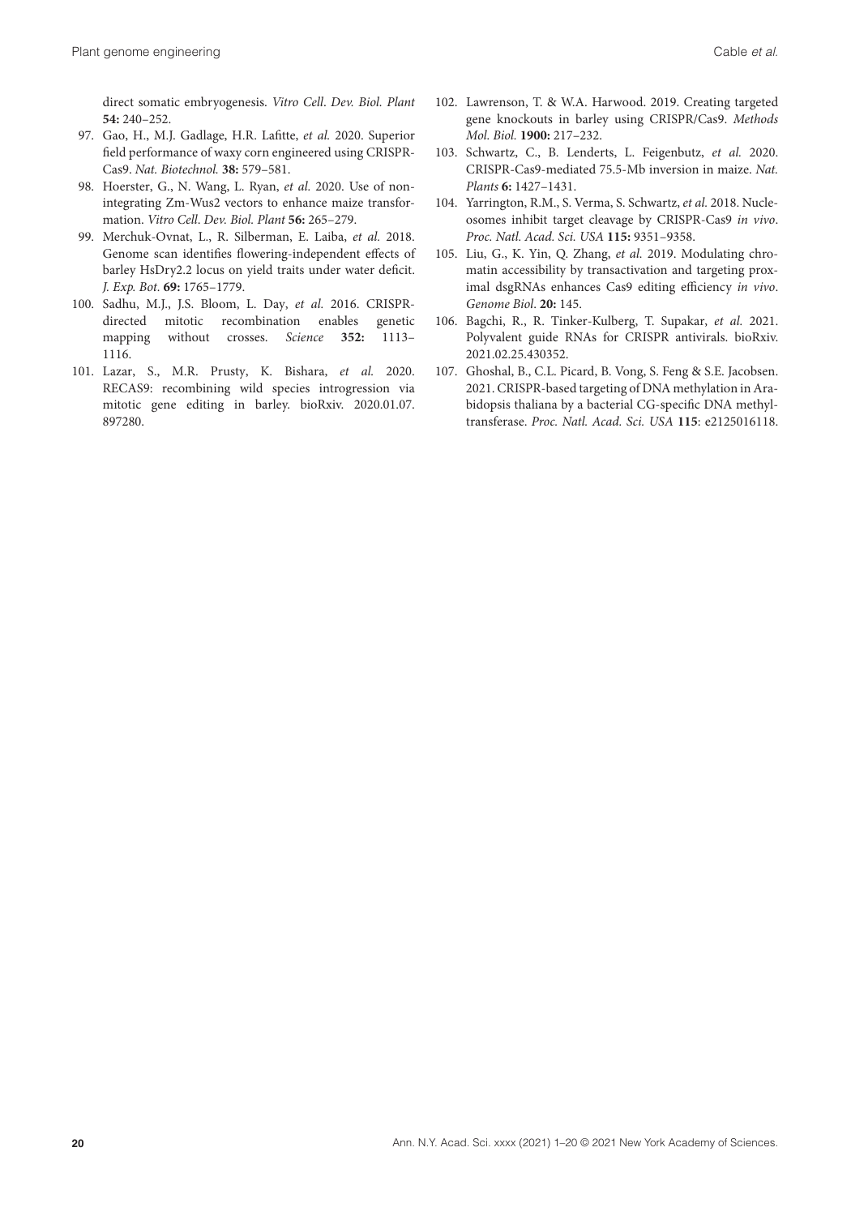direct somatic embryogenesis. *Vitro Cell. Dev. Biol. Plant* **54:** 240–252.

97. Gao, H., M.J. Gadlage, H.R. Lafitte, *et al.* 2020. Superior field performance of waxy corn engineered using CRISPR-Cas9. *Nat. Biotechnol.* **38:** 579–581.
98. Hoerster, G., N. Wang, L. Ryan, *et al.* 2020. Use of non-integrating Zm-Wus2 vectors to enhance maize transformation. *Vitro Cell. Dev. Biol. Plant* **56:** 265–279.
99. Merchuk-Ovnat, L., R. Silberman, E. Laiba, *et al.* 2018. Genome scan identifies flowering-independent effects of barley HsDry2.2 locus on yield traits under water deficit. *J. Exp. Bot.* **69:** 1765–1779.
100. Sadhu, M.J., J.S. Bloom, L. Day, *et al.* 2016. CRISPR-directed mitotic recombination enables genetic mapping without crosses. *Science* **352:** 1113–1116.
101. Lazar, S., M.R. Prusty, K. Bishara, *et al.* 2020. RECAS9: recombining wild species introgression via mitotic gene editing in barley. bioRxiv. 2020.01.07.897280.
102. Lawrenson, T. & W.A. Harwood. 2019. Creating targeted gene knockouts in barley using CRISPR/Cas9. *Methods Mol. Biol.* **1900:** 217–232.
103. Schwartz, C., B. Lenderts, L. Feigenbutz, *et al.* 2020. CRISPR-Cas9-mediated 75.5-Mb inversion in maize. *Nat. Plants* **6:** 1427–1431.
104. Yarrington, R.M., S. Verma, S. Schwartz, *et al.* 2018. Nucleosomes inhibit target cleavage by CRISPR-Cas9 *in vivo*. *Proc. Natl. Acad. Sci. USA* **115:** 9351–9358.
105. Liu, G., K. Yin, Q. Zhang, *et al.* 2019. Modulating chromatin accessibility by transactivation and targeting proximal dsgRNAs enhances Cas9 editing efficiency *in vivo*. *Genome Biol.* **20:** 145.
106. Bagchi, R., R. Tinker-Kulberg, T. Supakar, *et al.* 2021. Polyvalent guide RNAs for CRISPR antivirals. bioRxiv. 2021.02.25.430352.
107. Ghoshal, B., C.L. Picard, B. Vong, S. Feng & S.E. Jacobsen. 2021. CRISPR-based targeting of DNA methylation in Arabidopsis thaliana by a bacterial CG-specific DNA methyltransferase. *Proc. Natl. Acad. Sci. USA* **115**: e2125016118.